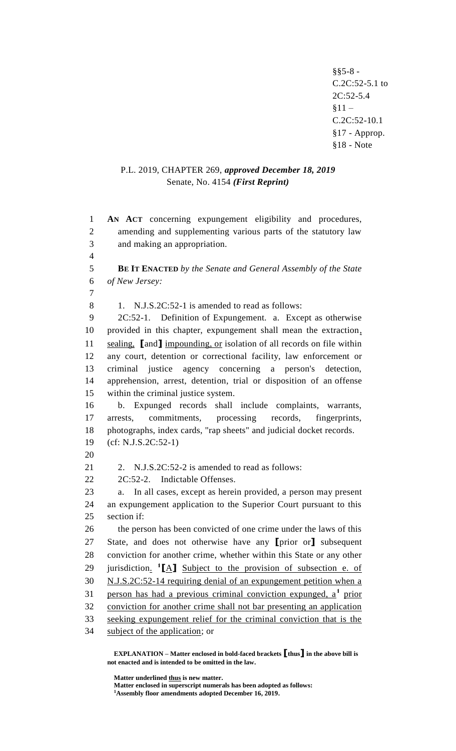§§5-8 -
C.2C:52-5.1 to
2C:52-5.4
§11 –
C.2C:52-10.1
§17 - Approp.
§18 - Note

P.L. 2019, CHAPTER 269, ***approved December 18, 2019***
Senate, No. 4154 ***(First Reprint)***

**AN ACT** concerning expungement eligibility and procedures, amending and supplementing various parts of the statutory law and making an appropriation.

**BE IT ENACTED** *by the Senate and General Assembly of the State of New Jersey:*

1. N.J.S.2C:52-1 is amended to read as follows:

2C:52-1. Definition of Expungement. a. Except as otherwise provided in this chapter, expungement shall mean the extraction, sealing, **[**and**]** impounding, or isolation of all records on file within any court, detention or correctional facility, law enforcement or criminal justice agency concerning a person's detection, apprehension, arrest, detention, trial or disposition of an offense within the criminal justice system.

b. Expunged records shall include complaints, warrants, arrests, commitments, processing records, fingerprints, photographs, index cards, "rap sheets" and judicial docket records.

(cf: N.J.S.2C:52-1)

2. N.J.S.2C:52-2 is amended to read as follows:

2C:52-2. Indictable Offenses.

a. In all cases, except as herein provided, a person may present an expungement application to the Superior Court pursuant to this section if:

the person has been convicted of one crime under the laws of this State, and does not otherwise have any **[**prior or**]** subsequent conviction for another crime, whether within this State or any other jurisdiction. [1]**[**A**]** Subject to the provision of subsection e. of N.J.S.2C:52-14 requiring denial of an expungement petition when a person has had a previous criminal conviction expunged, a[1] prior conviction for another crime shall not bar presenting an application seeking expungement relief for the criminal conviction that is the subject of the application; or

**EXPLANATION – Matter enclosed in bold-faced brackets [thus] in the above bill is not enacted and is intended to be omitted in the law.**

**Matter underlined thus is new matter.**
**Matter enclosed in superscript numerals has been adopted as follows:**
[1]**Assembly floor amendments adopted December 16, 2019.**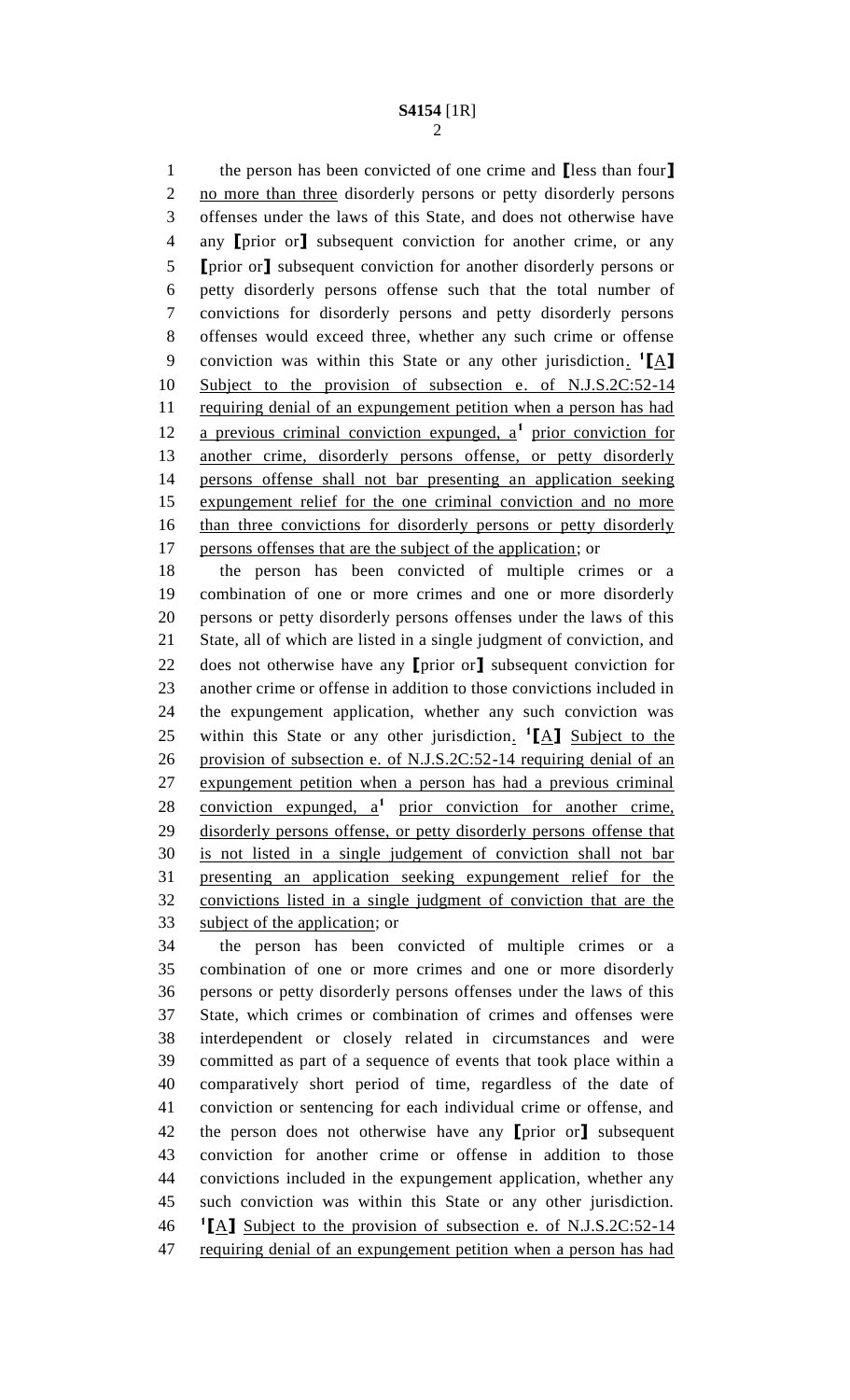the person has been convicted of one crime and ⟦less than four⟧ no more than three disorderly persons or petty disorderly persons offenses under the laws of this State, and does not otherwise have any ⟦prior or⟧ subsequent conviction for another crime, or any ⟦prior or⟧ subsequent conviction for another disorderly persons or petty disorderly persons offense such that the total number of convictions for disorderly persons and petty disorderly persons offenses would exceed three, whether any such crime or offense conviction was within this State or any other jurisdiction. [1]⟦A⟧ Subject to the provision of subsection e. of N.J.S.2C:52-14 requiring denial of an expungement petition when a person has had a previous criminal conviction expunged, a[1] prior conviction for another crime, disorderly persons offense, or petty disorderly persons offense shall not bar presenting an application seeking expungement relief for the one criminal conviction and no more than three convictions for disorderly persons or petty disorderly persons offenses that are the subject of the application; or

the person has been convicted of multiple crimes or a combination of one or more crimes and one or more disorderly persons or petty disorderly persons offenses under the laws of this State, all of which are listed in a single judgment of conviction, and does not otherwise have any ⟦prior or⟧ subsequent conviction for another crime or offense in addition to those convictions included in the expungement application, whether any such conviction was within this State or any other jurisdiction. [1]⟦A⟧ Subject to the provision of subsection e. of N.J.S.2C:52-14 requiring denial of an expungement petition when a person has had a previous criminal conviction expunged, a[1] prior conviction for another crime, disorderly persons offense, or petty disorderly persons offense that is not listed in a single judgement of conviction shall not bar presenting an application seeking expungement relief for the convictions listed in a single judgment of conviction that are the subject of the application; or

the person has been convicted of multiple crimes or a combination of one or more crimes and one or more disorderly persons or petty disorderly persons offenses under the laws of this State, which crimes or combination of crimes and offenses were interdependent or closely related in circumstances and were committed as part of a sequence of events that took place within a comparatively short period of time, regardless of the date of conviction or sentencing for each individual crime or offense, and the person does not otherwise have any ⟦prior or⟧ subsequent conviction for another crime or offense in addition to those convictions included in the expungement application, whether any such conviction was within this State or any other jurisdiction. [1]⟦A⟧ Subject to the provision of subsection e. of N.J.S.2C:52-14 requiring denial of an expungement petition when a person has had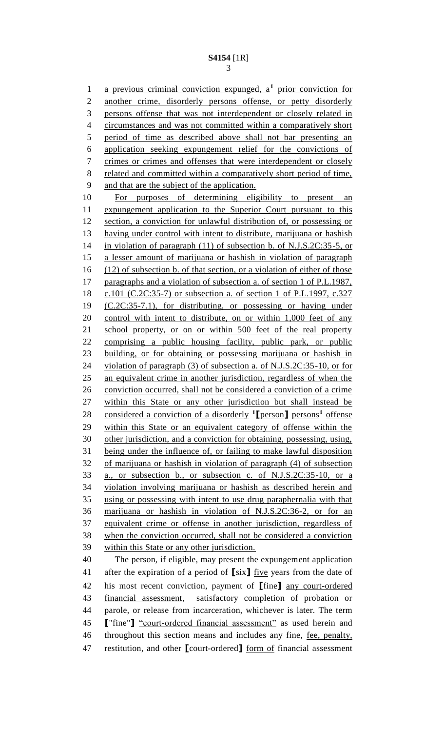a previous criminal conviction expunged, a[1] prior conviction for another crime, disorderly persons offense, or petty disorderly persons offense that was not interdependent or closely related in circumstances and was not committed within a comparatively short period of time as described above shall not bar presenting an application seeking expungement relief for the convictions of crimes or crimes and offenses that were interdependent or closely related and committed within a comparatively short period of time, and that are the subject of the application.

For purposes of determining eligibility to present an expungement application to the Superior Court pursuant to this section, a conviction for unlawful distribution of, or possessing or having under control with intent to distribute, marijuana or hashish in violation of paragraph (11) of subsection b. of N.J.S.2C:35-5, or a lesser amount of marijuana or hashish in violation of paragraph (12) of subsection b. of that section, or a violation of either of those paragraphs and a violation of subsection a. of section 1 of P.L.1987, c.101 (C.2C:35-7) or subsection a. of section 1 of P.L.1997, c.327 (C.2C:35-7.1), for distributing, or possessing or having under control with intent to distribute, on or within 1,000 feet of any school property, or on or within 500 feet of the real property comprising a public housing facility, public park, or public building, or for obtaining or possessing marijuana or hashish in violation of paragraph (3) of subsection a. of N.J.S.2C:35-10, or for an equivalent crime in another jurisdiction, regardless of when the conviction occurred, shall not be considered a conviction of a crime within this State or any other jurisdiction but shall instead be considered a conviction of a disorderly [1][person] persons[1] offense within this State or an equivalent category of offense within the other jurisdiction, and a conviction for obtaining, possessing, using, being under the influence of, or failing to make lawful disposition of marijuana or hashish in violation of paragraph (4) of subsection a., or subsection b., or subsection c. of N.J.S.2C:35-10, or a violation involving marijuana or hashish as described herein and using or possessing with intent to use drug paraphernalia with that marijuana or hashish in violation of N.J.S.2C:36-2, or for an equivalent crime or offense in another jurisdiction, regardless of when the conviction occurred, shall not be considered a conviction within this State or any other jurisdiction.

The person, if eligible, may present the expungement application after the expiration of a period of [six] five years from the date of his most recent conviction, payment of [fine] any court-ordered financial assessment, satisfactory completion of probation or parole, or release from incarceration, whichever is later. The term ["fine"] "court-ordered financial assessment" as used herein and throughout this section means and includes any fine, fee, penalty, restitution, and other [court-ordered] form of financial assessment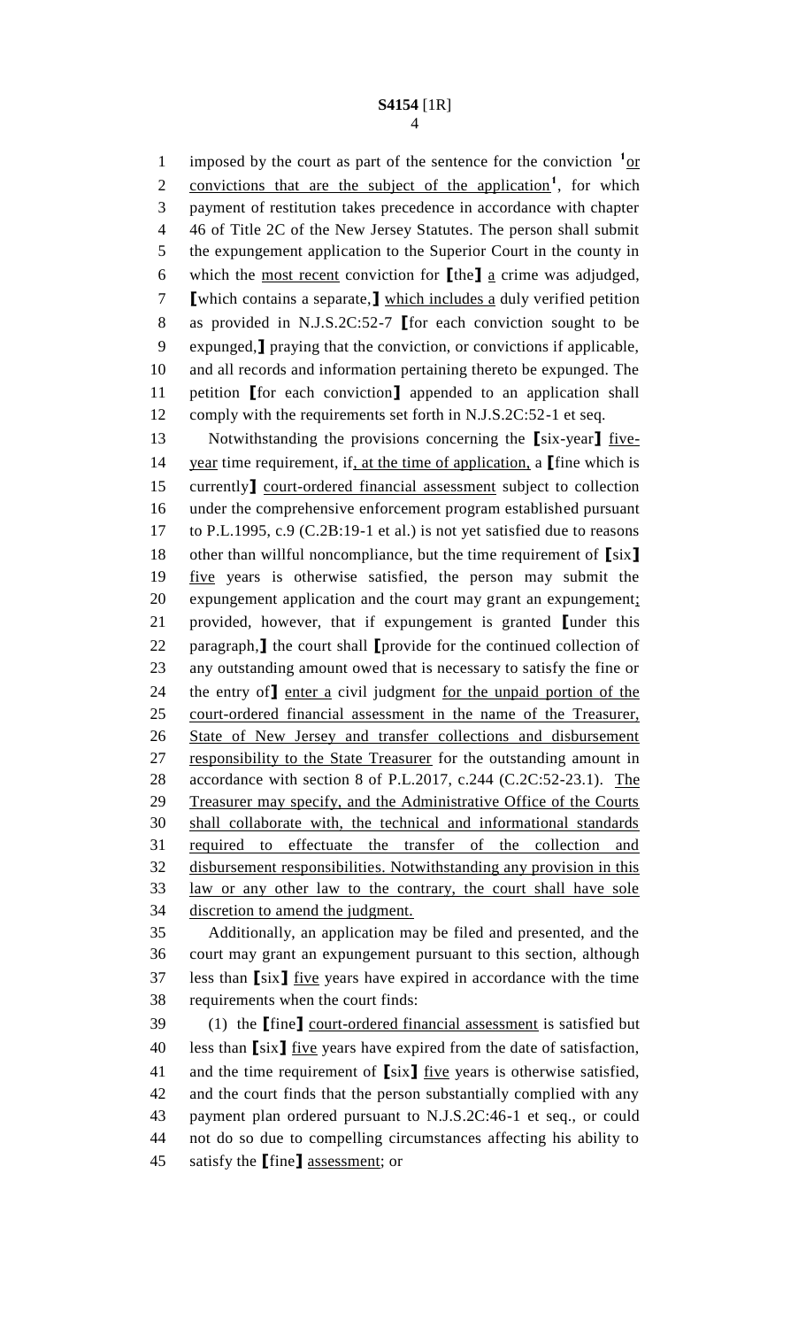imposed by the court as part of the sentence for the conviction [1]or convictions that are the subject of the application[1], for which payment of restitution takes precedence in accordance with chapter 46 of Title 2C of the New Jersey Statutes. The person shall submit the expungement application to the Superior Court in the county in which the most recent conviction for ⟦the⟧ a crime was adjudged, ⟦which contains a separate,⟧ which includes a duly verified petition as provided in N.J.S.2C:52-7 ⟦for each conviction sought to be expunged,⟧ praying that the conviction, or convictions if applicable, and all records and information pertaining thereto be expunged. The petition ⟦for each conviction⟧ appended to an application shall comply with the requirements set forth in N.J.S.2C:52-1 et seq.

Notwithstanding the provisions concerning the ⟦six-year⟧ five-year time requirement, if, at the time of application, a ⟦fine which is currently⟧ court-ordered financial assessment subject to collection under the comprehensive enforcement program established pursuant to P.L.1995, c.9 (C.2B:19-1 et al.) is not yet satisfied due to reasons other than willful noncompliance, but the time requirement of ⟦six⟧ five years is otherwise satisfied, the person may submit the expungement application and the court may grant an expungement; provided, however, that if expungement is granted ⟦under this paragraph,⟧ the court shall ⟦provide for the continued collection of any outstanding amount owed that is necessary to satisfy the fine or the entry of⟧ enter a civil judgment for the unpaid portion of the court-ordered financial assessment in the name of the Treasurer, State of New Jersey and transfer collections and disbursement responsibility to the State Treasurer for the outstanding amount in accordance with section 8 of P.L.2017, c.244 (C.2C:52-23.1). The Treasurer may specify, and the Administrative Office of the Courts shall collaborate with, the technical and informational standards required to effectuate the transfer of the collection and disbursement responsibilities. Notwithstanding any provision in this law or any other law to the contrary, the court shall have sole discretion to amend the judgment.

Additionally, an application may be filed and presented, and the court may grant an expungement pursuant to this section, although less than ⟦six⟧ five years have expired in accordance with the time requirements when the court finds:

(1) the ⟦fine⟧ court-ordered financial assessment is satisfied but less than ⟦six⟧ five years have expired from the date of satisfaction, and the time requirement of ⟦six⟧ five years is otherwise satisfied, and the court finds that the person substantially complied with any payment plan ordered pursuant to N.J.S.2C:46-1 et seq., or could not do so due to compelling circumstances affecting his ability to satisfy the ⟦fine⟧ assessment; or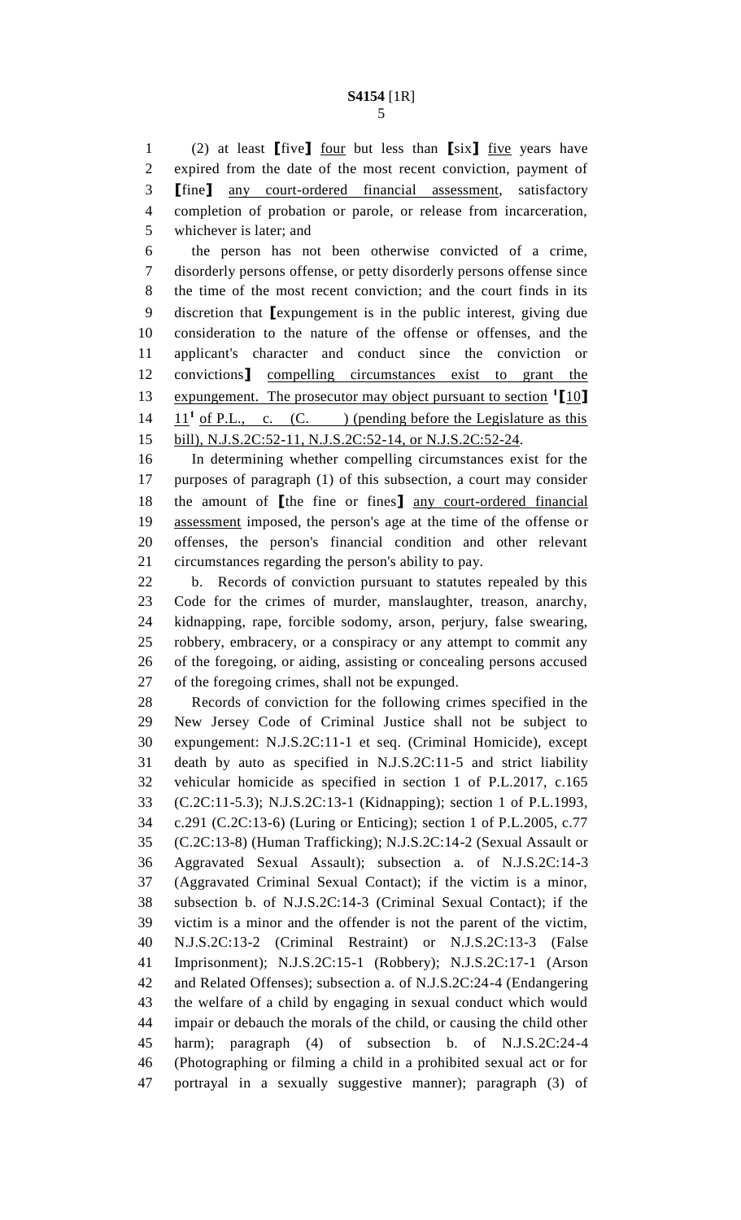(2) at least [five] four but less than [six] five years have expired from the date of the most recent conviction, payment of [fine] any court-ordered financial assessment, satisfactory completion of probation or parole, or release from incarceration, whichever is later; and

the person has not been otherwise convicted of a crime, disorderly persons offense, or petty disorderly persons offense since the time of the most recent conviction; and the court finds in its discretion that [expungement is in the public interest, giving due consideration to the nature of the offense or offenses, and the applicant's character and conduct since the conviction or convictions] compelling circumstances exist to grant the expungement. The prosecutor may object pursuant to section [1][10] 11[1] of P.L., c. (C. ) (pending before the Legislature as this bill), N.J.S.2C:52-11, N.J.S.2C:52-14, or N.J.S.2C:52-24.

In determining whether compelling circumstances exist for the purposes of paragraph (1) of this subsection, a court may consider the amount of [the fine or fines] any court-ordered financial assessment imposed, the person's age at the time of the offense or offenses, the person's financial condition and other relevant circumstances regarding the person's ability to pay.

b. Records of conviction pursuant to statutes repealed by this Code for the crimes of murder, manslaughter, treason, anarchy, kidnapping, rape, forcible sodomy, arson, perjury, false swearing, robbery, embracery, or a conspiracy or any attempt to commit any of the foregoing, or aiding, assisting or concealing persons accused of the foregoing crimes, shall not be expunged.

Records of conviction for the following crimes specified in the New Jersey Code of Criminal Justice shall not be subject to expungement: N.J.S.2C:11-1 et seq. (Criminal Homicide), except death by auto as specified in N.J.S.2C:11-5 and strict liability vehicular homicide as specified in section 1 of P.L.2017, c.165 (C.2C:11-5.3); N.J.S.2C:13-1 (Kidnapping); section 1 of P.L.1993, c.291 (C.2C:13-6) (Luring or Enticing); section 1 of P.L.2005, c.77 (C.2C:13-8) (Human Trafficking); N.J.S.2C:14-2 (Sexual Assault or Aggravated Sexual Assault); subsection a. of N.J.S.2C:14-3 (Aggravated Criminal Sexual Contact); if the victim is a minor, subsection b. of N.J.S.2C:14-3 (Criminal Sexual Contact); if the victim is a minor and the offender is not the parent of the victim, N.J.S.2C:13-2 (Criminal Restraint) or N.J.S.2C:13-3 (False Imprisonment); N.J.S.2C:15-1 (Robbery); N.J.S.2C:17-1 (Arson and Related Offenses); subsection a. of N.J.S.2C:24-4 (Endangering the welfare of a child by engaging in sexual conduct which would impair or debauch the morals of the child, or causing the child other harm); paragraph (4) of subsection b. of N.J.S.2C:24-4 (Photographing or filming a child in a prohibited sexual act or for portrayal in a sexually suggestive manner); paragraph (3) of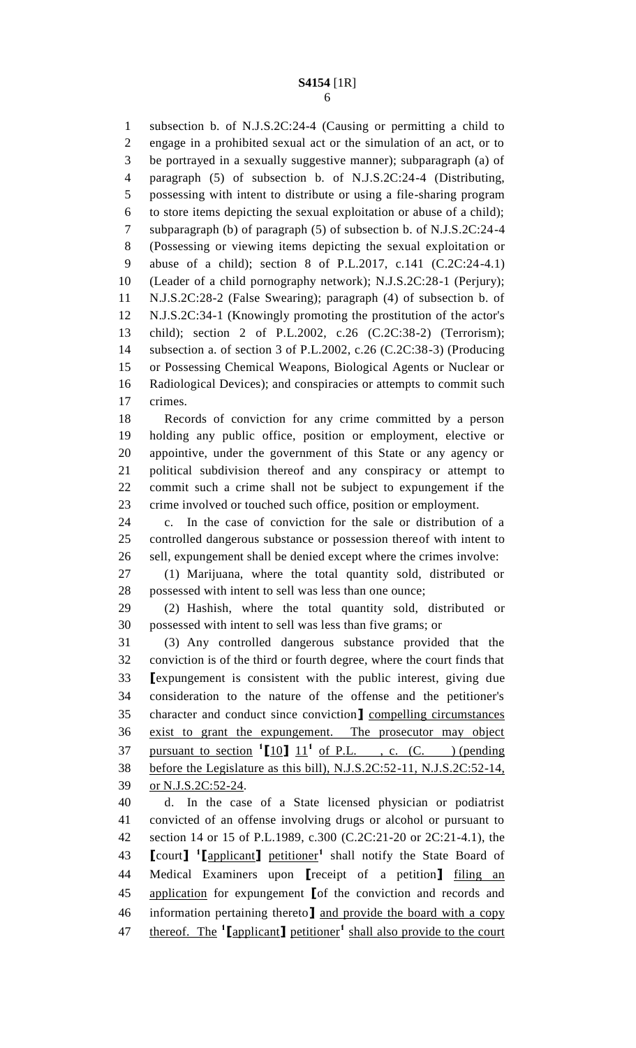subsection b. of N.J.S.2C:24-4 (Causing or permitting a child to engage in a prohibited sexual act or the simulation of an act, or to be portrayed in a sexually suggestive manner); subparagraph (a) of paragraph (5) of subsection b. of N.J.S.2C:24-4 (Distributing, possessing with intent to distribute or using a file-sharing program to store items depicting the sexual exploitation or abuse of a child); subparagraph (b) of paragraph (5) of subsection b. of N.J.S.2C:24-4 (Possessing or viewing items depicting the sexual exploitation or abuse of a child); section 8 of P.L.2017, c.141 (C.2C:24-4.1) (Leader of a child pornography network); N.J.S.2C:28-1 (Perjury); N.J.S.2C:28-2 (False Swearing); paragraph (4) of subsection b. of N.J.S.2C:34-1 (Knowingly promoting the prostitution of the actor's child); section 2 of P.L.2002, c.26 (C.2C:38-2) (Terrorism); subsection a. of section 3 of P.L.2002, c.26 (C.2C:38-3) (Producing or Possessing Chemical Weapons, Biological Agents or Nuclear or Radiological Devices); and conspiracies or attempts to commit such crimes.

Records of conviction for any crime committed by a person holding any public office, position or employment, elective or appointive, under the government of this State or any agency or political subdivision thereof and any conspiracy or attempt to commit such a crime shall not be subject to expungement if the crime involved or touched such office, position or employment.

c. In the case of conviction for the sale or distribution of a controlled dangerous substance or possession thereof with intent to sell, expungement shall be denied except where the crimes involve:

(1) Marijuana, where the total quantity sold, distributed or possessed with intent to sell was less than one ounce;

(2) Hashish, where the total quantity sold, distributed or possessed with intent to sell was less than five grams; or

(3) Any controlled dangerous substance provided that the conviction is of the third or fourth degree, where the court finds that ⟦expungement is consistent with the public interest, giving due consideration to the nature of the offense and the petitioner's character and conduct since conviction⟧ <u>compelling circumstances exist to grant the expungement. The prosecutor may object pursuant to section</u> [1]⟦<u>10</u>⟧ <u>11</u>[1] <u>of P.L. , c. (C. ) (pending before the Legislature as this bill), N.J.S.2C:52-11, N.J.S.2C:52-14, or N.J.S.2C:52-24</u>.

d. In the case of a State licensed physician or podiatrist convicted of an offense involving drugs or alcohol or pursuant to section 14 or 15 of P.L.1989, c.300 (C.2C:21-20 or 2C:21-4.1), the ⟦court⟧ [1]⟦<u>applicant</u>⟧ <u>petitioner</u>[1] shall notify the State Board of Medical Examiners upon ⟦receipt of a petition⟧ <u>filing an application</u> for expungement ⟦of the conviction and records and information pertaining thereto⟧ <u>and provide the board with a copy thereof. The</u> [1]⟦<u>applicant</u>⟧ <u>petitioner</u>[1] <u>shall also provide to the court</u>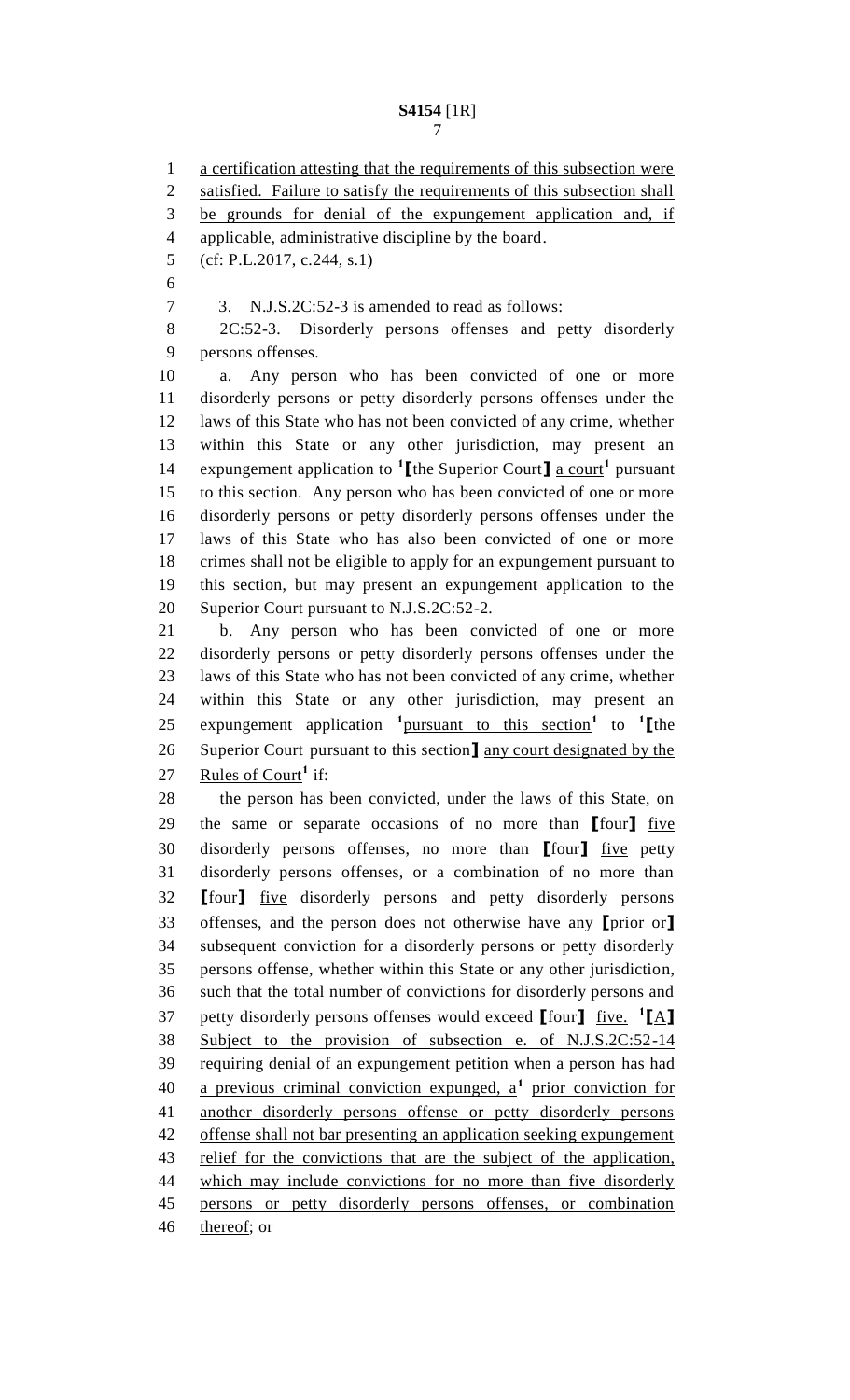a certification attesting that the requirements of this subsection were satisfied. Failure to satisfy the requirements of this subsection shall be grounds for denial of the expungement application and, if applicable, administrative discipline by the board.

(cf: P.L.2017, c.244, s.1)

3. N.J.S.2C:52-3 is amended to read as follows:

2C:52-3. Disorderly persons offenses and petty disorderly persons offenses.

a. Any person who has been convicted of one or more disorderly persons or petty disorderly persons offenses under the laws of this State who has not been convicted of any crime, whether within this State or any other jurisdiction, may present an expungement application to [1]**[**the Superior Court**]** a court[1] pursuant to this section. Any person who has been convicted of one or more disorderly persons or petty disorderly persons offenses under the laws of this State who has also been convicted of one or more crimes shall not be eligible to apply for an expungement pursuant to this section, but may present an expungement application to the Superior Court pursuant to N.J.S.2C:52-2.

b. Any person who has been convicted of one or more disorderly persons or petty disorderly persons offenses under the laws of this State who has not been convicted of any crime, whether within this State or any other jurisdiction, may present an expungement application [1]pursuant to this section[1] to [1]**[**the Superior Court pursuant to this section**]** any court designated by the Rules of Court[1] if:

the person has been convicted, under the laws of this State, on the same or separate occasions of no more than **[**four**]** five disorderly persons offenses, no more than **[**four**]** five petty disorderly persons offenses, or a combination of no more than **[**four**]** five disorderly persons and petty disorderly persons offenses, and the person does not otherwise have any **[**prior or**]** subsequent conviction for a disorderly persons or petty disorderly persons offense, whether within this State or any other jurisdiction, such that the total number of convictions for disorderly persons and petty disorderly persons offenses would exceed **[**four**]** five. [1]**[**A**]** Subject to the provision of subsection e. of N.J.S.2C:52-14 requiring denial of an expungement petition when a person has had a previous criminal conviction expunged, a[1] prior conviction for another disorderly persons offense or petty disorderly persons offense shall not bar presenting an application seeking expungement relief for the convictions that are the subject of the application, which may include convictions for no more than five disorderly persons or petty disorderly persons offenses, or combination thereof; or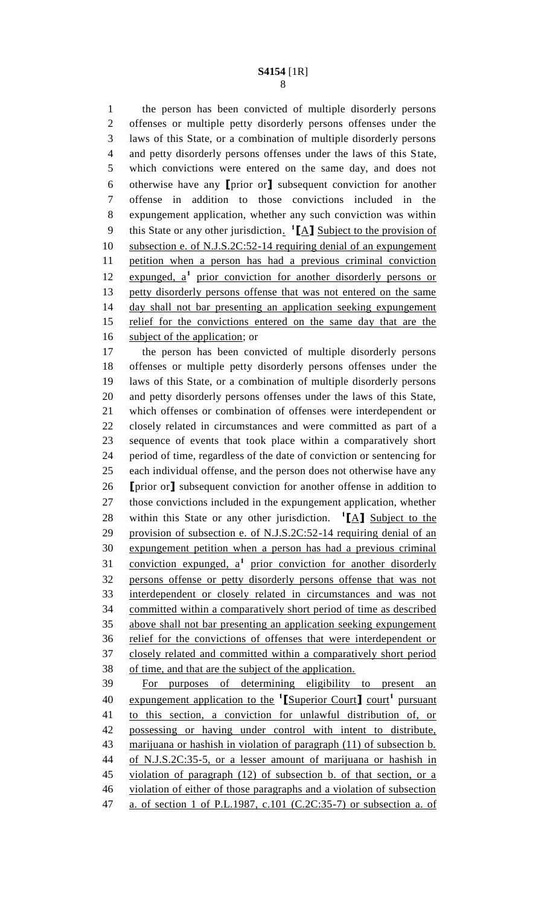the person has been convicted of multiple disorderly persons offenses or multiple petty disorderly persons offenses under the laws of this State, or a combination of multiple disorderly persons and petty disorderly persons offenses under the laws of this State, which convictions were entered on the same day, and does not otherwise have any ⟦prior or⟧ subsequent conviction for another offense in addition to those convictions included in the expungement application, whether any such conviction was within this State or any other jurisdiction. [1]⟦A⟧ Subject to the provision of subsection e. of N.J.S.2C:52-14 requiring denial of an expungement petition when a person has had a previous criminal conviction expunged, a[1] prior conviction for another disorderly persons or petty disorderly persons offense that was not entered on the same day shall not bar presenting an application seeking expungement relief for the convictions entered on the same day that are the subject of the application; or

the person has been convicted of multiple disorderly persons offenses or multiple petty disorderly persons offenses under the laws of this State, or a combination of multiple disorderly persons and petty disorderly persons offenses under the laws of this State, which offenses or combination of offenses were interdependent or closely related in circumstances and were committed as part of a sequence of events that took place within a comparatively short period of time, regardless of the date of conviction or sentencing for each individual offense, and the person does not otherwise have any ⟦prior or⟧ subsequent conviction for another offense in addition to those convictions included in the expungement application, whether within this State or any other jurisdiction. [1]⟦A⟧ Subject to the provision of subsection e. of N.J.S.2C:52-14 requiring denial of an expungement petition when a person has had a previous criminal conviction expunged, a[1] prior conviction for another disorderly persons offense or petty disorderly persons offense that was not interdependent or closely related in circumstances and was not committed within a comparatively short period of time as described above shall not bar presenting an application seeking expungement relief for the convictions of offenses that were interdependent or closely related and committed within a comparatively short period of time, and that are the subject of the application.

For purposes of determining eligibility to present an expungement application to the [1]⟦Superior Court⟧ court[1] pursuant to this section, a conviction for unlawful distribution of, or possessing or having under control with intent to distribute, marijuana or hashish in violation of paragraph (11) of subsection b. of N.J.S.2C:35-5, or a lesser amount of marijuana or hashish in violation of paragraph (12) of subsection b. of that section, or a violation of either of those paragraphs and a violation of subsection a. of section 1 of P.L.1987, c.101 (C.2C:35-7) or subsection a. of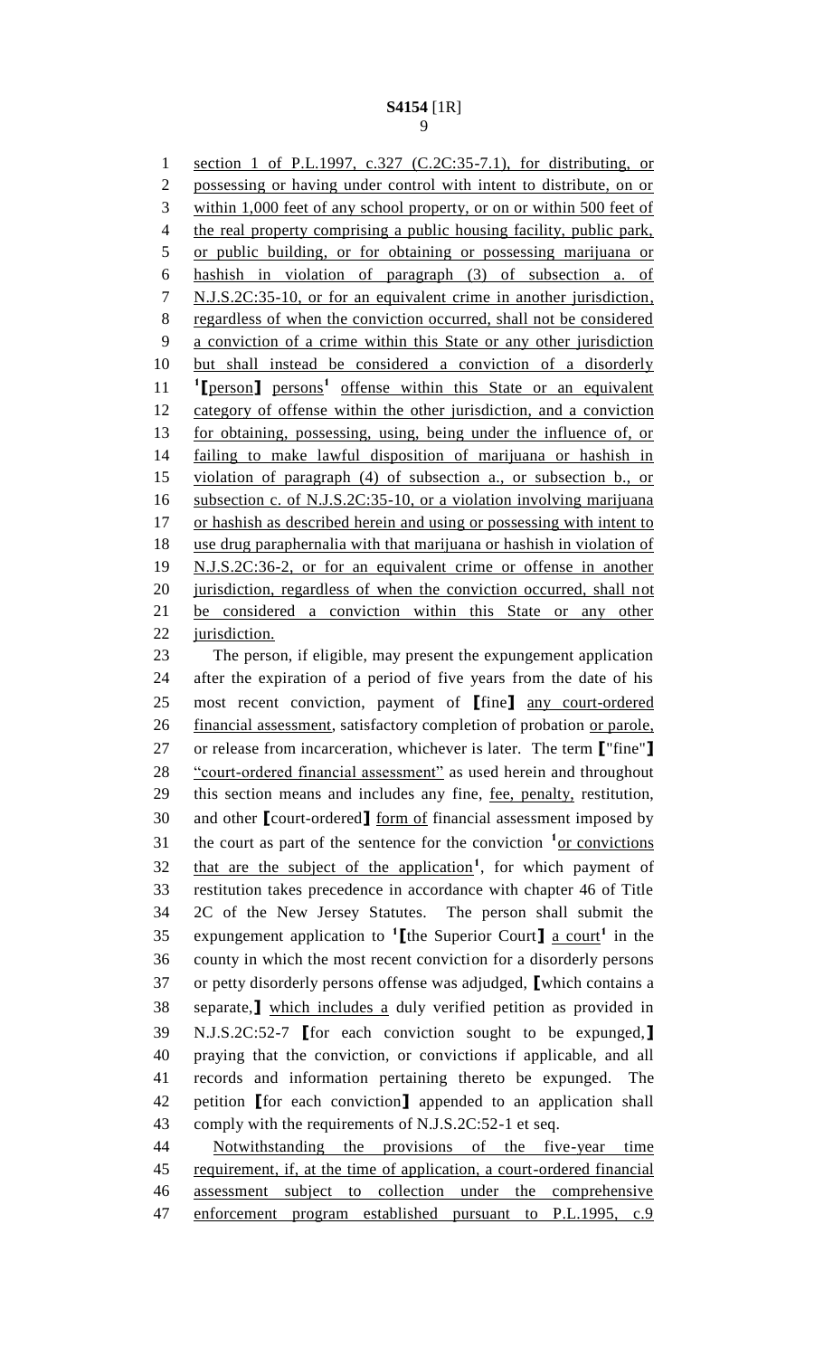section 1 of P.L.1997, c.327 (C.2C:35-7.1), for distributing, or possessing or having under control with intent to distribute, on or within 1,000 feet of any school property, or on or within 500 feet of the real property comprising a public housing facility, public park, or public building, or for obtaining or possessing marijuana or hashish in violation of paragraph (3) of subsection a. of N.J.S.2C:35-10, or for an equivalent crime in another jurisdiction, regardless of when the conviction occurred, shall not be considered a conviction of a crime within this State or any other jurisdiction but shall instead be considered a conviction of a disorderly [1]⟦person⟧ persons[1] offense within this State or an equivalent category of offense within the other jurisdiction, and a conviction for obtaining, possessing, using, being under the influence of, or failing to make lawful disposition of marijuana or hashish in violation of paragraph (4) of subsection a., or subsection b., or subsection c. of N.J.S.2C:35-10, or a violation involving marijuana or hashish as described herein and using or possessing with intent to use drug paraphernalia with that marijuana or hashish in violation of N.J.S.2C:36-2, or for an equivalent crime or offense in another jurisdiction, regardless of when the conviction occurred, shall not be considered a conviction within this State or any other jurisdiction.

The person, if eligible, may present the expungement application after the expiration of a period of five years from the date of his most recent conviction, payment of ⟦fine⟧ any court-ordered financial assessment, satisfactory completion of probation or parole, or release from incarceration, whichever is later. The term ⟦"fine"⟧ "court-ordered financial assessment" as used herein and throughout this section means and includes any fine, fee, penalty, restitution, and other ⟦court-ordered⟧ form of financial assessment imposed by the court as part of the sentence for the conviction [1]or convictions that are the subject of the application[1], for which payment of restitution takes precedence in accordance with chapter 46 of Title 2C of the New Jersey Statutes. The person shall submit the expungement application to [1]⟦the Superior Court⟧ a court[1] in the county in which the most recent conviction for a disorderly persons or petty disorderly persons offense was adjudged, ⟦which contains a separate,⟧ which includes a duly verified petition as provided in N.J.S.2C:52-7 ⟦for each conviction sought to be expunged,⟧ praying that the conviction, or convictions if applicable, and all records and information pertaining thereto be expunged. The petition ⟦for each conviction⟧ appended to an application shall comply with the requirements of N.J.S.2C:52-1 et seq.

Notwithstanding the provisions of the five-year time requirement, if, at the time of application, a court-ordered financial assessment subject to collection under the comprehensive enforcement program established pursuant to P.L.1995, c.9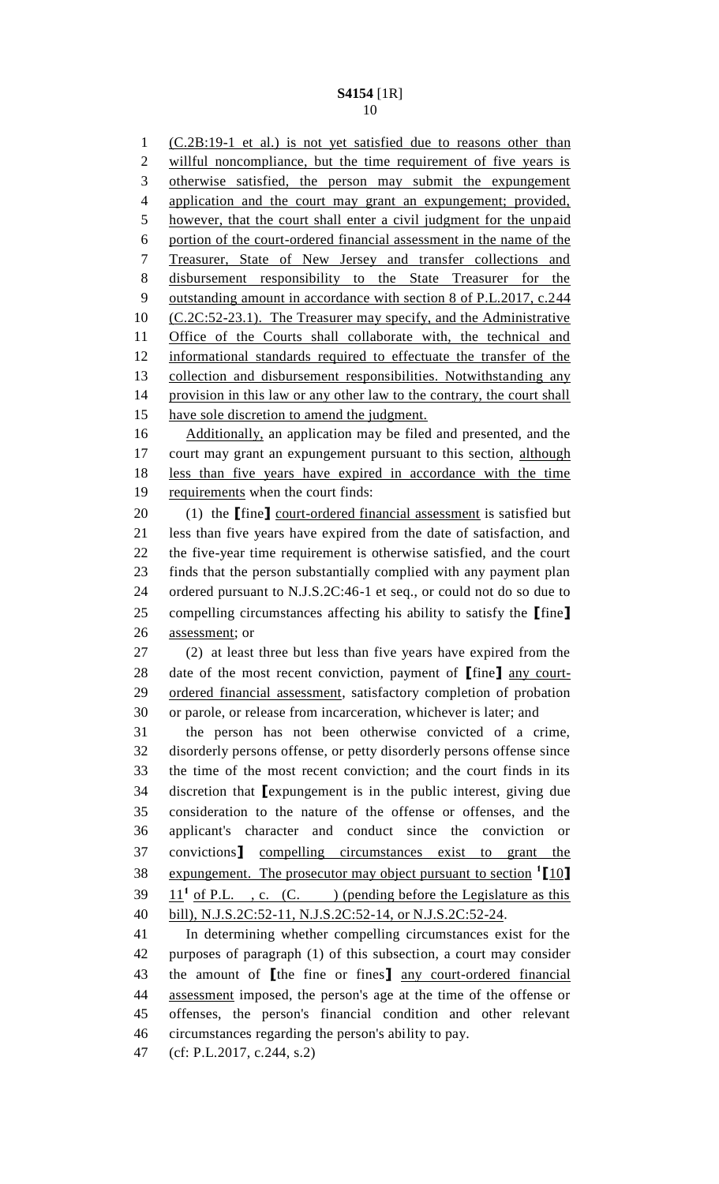(C.2B:19-1 et al.) is not yet satisfied due to reasons other than willful noncompliance, but the time requirement of five years is otherwise satisfied, the person may submit the expungement application and the court may grant an expungement; provided, however, that the court shall enter a civil judgment for the unpaid portion of the court-ordered financial assessment in the name of the Treasurer, State of New Jersey and transfer collections and disbursement responsibility to the State Treasurer for the outstanding amount in accordance with section 8 of P.L.2017, c.244 (C.2C:52-23.1). The Treasurer may specify, and the Administrative Office of the Courts shall collaborate with, the technical and informational standards required to effectuate the transfer of the collection and disbursement responsibilities. Notwithstanding any provision in this law or any other law to the contrary, the court shall have sole discretion to amend the judgment.

Additionally, an application may be filed and presented, and the court may grant an expungement pursuant to this section, although less than five years have expired in accordance with the time requirements when the court finds:

(1) the ⟦fine⟧ court-ordered financial assessment is satisfied but less than five years have expired from the date of satisfaction, and the five-year time requirement is otherwise satisfied, and the court finds that the person substantially complied with any payment plan ordered pursuant to N.J.S.2C:46-1 et seq., or could not do so due to compelling circumstances affecting his ability to satisfy the ⟦fine⟧ assessment; or

(2) at least three but less than five years have expired from the date of the most recent conviction, payment of ⟦fine⟧ any court-ordered financial assessment, satisfactory completion of probation or parole, or release from incarceration, whichever is later; and

the person has not been otherwise convicted of a crime, disorderly persons offense, or petty disorderly persons offense since the time of the most recent conviction; and the court finds in its discretion that ⟦expungement is in the public interest, giving due consideration to the nature of the offense or offenses, and the applicant's character and conduct since the conviction or convictions⟧ compelling circumstances exist to grant the expungement. The prosecutor may object pursuant to section [1]⟦10⟧ 11[1] of P.L. , c. (C. ) (pending before the Legislature as this bill), N.J.S.2C:52-11, N.J.S.2C:52-14, or N.J.S.2C:52-24.

In determining whether compelling circumstances exist for the purposes of paragraph (1) of this subsection, a court may consider the amount of ⟦the fine or fines⟧ any court-ordered financial assessment imposed, the person's age at the time of the offense or offenses, the person's financial condition and other relevant circumstances regarding the person's ability to pay.

(cf: P.L.2017, c.244, s.2)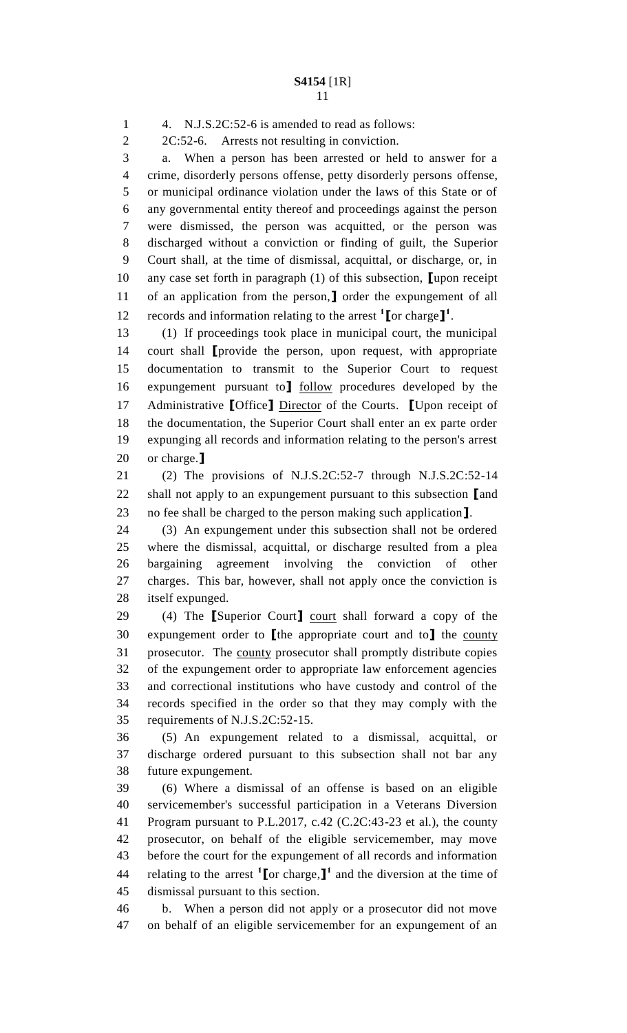4. N.J.S.2C:52-6 is amended to read as follows:

2C:52-6. Arrests not resulting in conviction.

a. When a person has been arrested or held to answer for a crime, disorderly persons offense, petty disorderly persons offense, or municipal ordinance violation under the laws of this State or of any governmental entity thereof and proceedings against the person were dismissed, the person was acquitted, or the person was discharged without a conviction or finding of guilt, the Superior Court shall, at the time of dismissal, acquittal, or discharge, or, in any case set forth in paragraph (1) of this subsection, ⟦upon receipt of an application from the person,⟧ order the expungement of all records and information relating to the arrest [1]⟦or charge⟧[1].

(1) If proceedings took place in municipal court, the municipal court shall ⟦provide the person, upon request, with appropriate documentation to transmit to the Superior Court to request expungement pursuant to⟧ follow procedures developed by the Administrative ⟦Office⟧ Director of the Courts. ⟦Upon receipt of the documentation, the Superior Court shall enter an ex parte order expunging all records and information relating to the person's arrest or charge.⟧

(2) The provisions of N.J.S.2C:52-7 through N.J.S.2C:52-14 shall not apply to an expungement pursuant to this subsection ⟦and no fee shall be charged to the person making such application⟧.

(3) An expungement under this subsection shall not be ordered where the dismissal, acquittal, or discharge resulted from a plea bargaining agreement involving the conviction of other charges. This bar, however, shall not apply once the conviction is itself expunged.

(4) The ⟦Superior Court⟧ court shall forward a copy of the expungement order to ⟦the appropriate court and to⟧ the county prosecutor. The county prosecutor shall promptly distribute copies of the expungement order to appropriate law enforcement agencies and correctional institutions who have custody and control of the records specified in the order so that they may comply with the requirements of N.J.S.2C:52-15.

(5) An expungement related to a dismissal, acquittal, or discharge ordered pursuant to this subsection shall not bar any future expungement.

(6) Where a dismissal of an offense is based on an eligible servicemember's successful participation in a Veterans Diversion Program pursuant to P.L.2017, c.42 (C.2C:43-23 et al.), the county prosecutor, on behalf of the eligible servicemember, may move before the court for the expungement of all records and information relating to the arrest [1]⟦or charge,⟧[1] and the diversion at the time of dismissal pursuant to this section.

b. When a person did not apply or a prosecutor did not move on behalf of an eligible servicemember for an expungement of an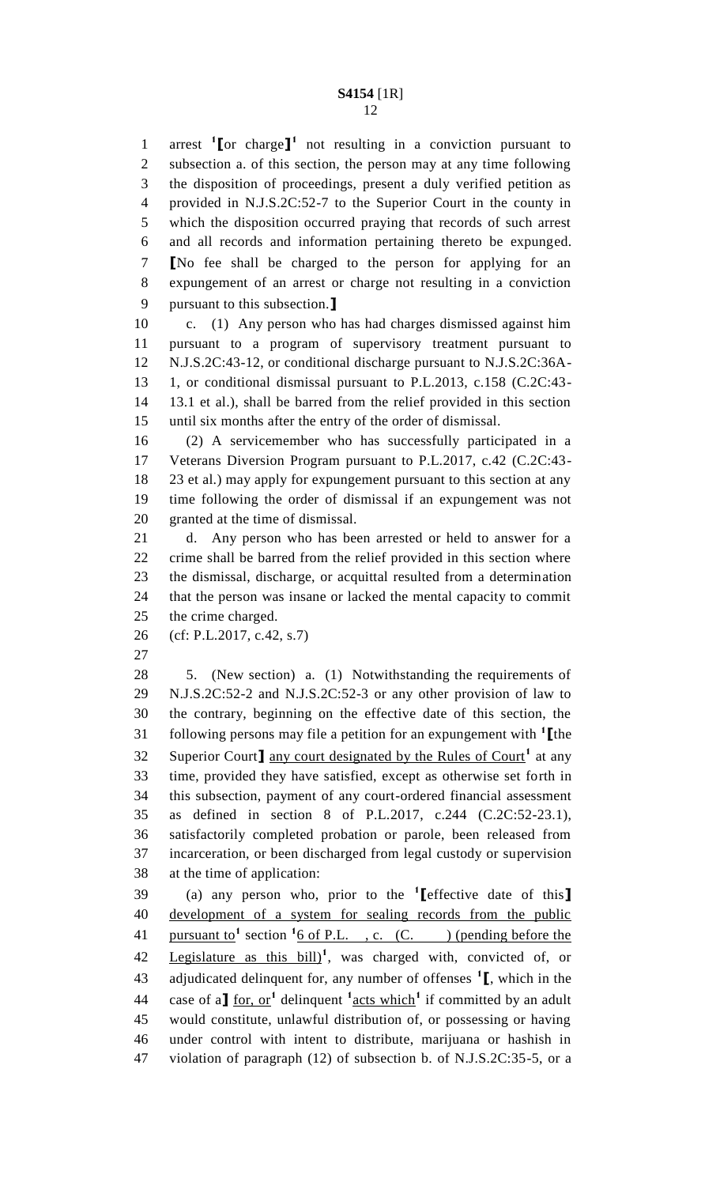arrest [1]⟦or charge⟧[1] not resulting in a conviction pursuant to subsection a. of this section, the person may at any time following the disposition of proceedings, present a duly verified petition as provided in N.J.S.2C:52-7 to the Superior Court in the county in which the disposition occurred praying that records of such arrest and all records and information pertaining thereto be expunged. ⟦No fee shall be charged to the person for applying for an expungement of an arrest or charge not resulting in a conviction pursuant to this subsection.⟧

c. (1) Any person who has had charges dismissed against him pursuant to a program of supervisory treatment pursuant to N.J.S.2C:43-12, or conditional discharge pursuant to N.J.S.2C:36A-1, or conditional dismissal pursuant to P.L.2013, c.158 (C.2C:43-13.1 et al.), shall be barred from the relief provided in this section until six months after the entry of the order of dismissal.

(2) A servicemember who has successfully participated in a Veterans Diversion Program pursuant to P.L.2017, c.42 (C.2C:43-23 et al.) may apply for expungement pursuant to this section at any time following the order of dismissal if an expungement was not granted at the time of dismissal.

d. Any person who has been arrested or held to answer for a crime shall be barred from the relief provided in this section where the dismissal, discharge, or acquittal resulted from a determination that the person was insane or lacked the mental capacity to commit the crime charged.

(cf: P.L.2017, c.42, s.7)

5. (New section) a. (1) Notwithstanding the requirements of N.J.S.2C:52-2 and N.J.S.2C:52-3 or any other provision of law to the contrary, beginning on the effective date of this section, the following persons may file a petition for an expungement with [1]⟦the Superior Court⟧ <u>any court designated by the Rules of Court</u>[1] at any time, provided they have satisfied, except as otherwise set forth in this subsection, payment of any court-ordered financial assessment as defined in section 8 of P.L.2017, c.244 (C.2C:52-23.1), satisfactorily completed probation or parole, been released from incarceration, or been discharged from legal custody or supervision at the time of application:

(a) any person who, prior to the [1]⟦effective date of this⟧ <u>development of a system for sealing records from the public pursuant to</u>[1] section [1]<u>6 of P.L. , c. (C. ) (pending before the Legislature as this bill)</u>[1], was charged with, convicted of, or adjudicated delinquent for, any number of offenses [1]⟦, which in the case of a⟧ <u>for, or</u>[1] delinquent [1]<u>acts which</u>[1] if committed by an adult would constitute, unlawful distribution of, or possessing or having under control with intent to distribute, marijuana or hashish in violation of paragraph (12) of subsection b. of N.J.S.2C:35-5, or a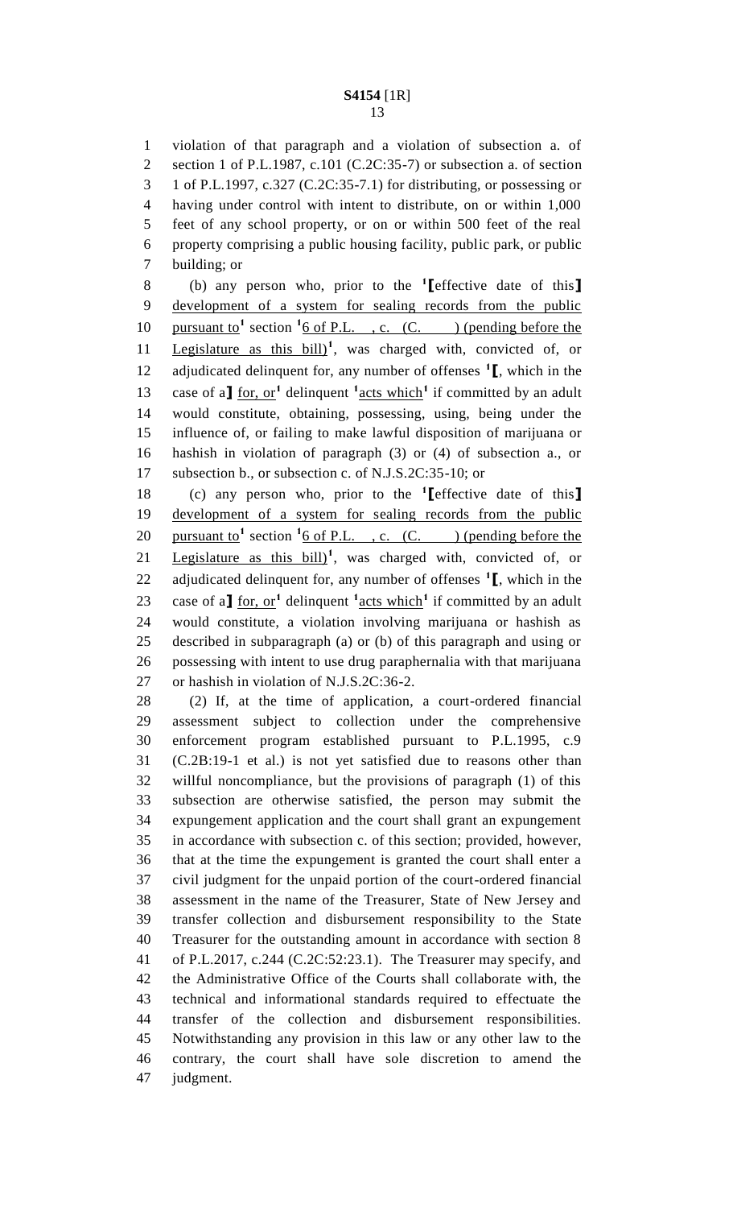violation of that paragraph and a violation of subsection a. of section 1 of P.L.1987, c.101 (C.2C:35-7) or subsection a. of section 1 of P.L.1997, c.327 (C.2C:35-7.1) for distributing, or possessing or having under control with intent to distribute, on or within 1,000 feet of any school property, or on or within 500 feet of the real property comprising a public housing facility, public park, or public building; or

(b) any person who, prior to the [1]【effective date of this】 development of a system for sealing records from the public pursuant to[1] section [1]6 of P.L. , c. (C. ) (pending before the Legislature as this bill)[1], was charged with, convicted of, or adjudicated delinquent for, any number of offenses [1]【, which in the case of a】 for, or[1] delinquent [1]acts which[1] if committed by an adult would constitute, obtaining, possessing, using, being under the influence of, or failing to make lawful disposition of marijuana or hashish in violation of paragraph (3) or (4) of subsection a., or subsection b., or subsection c. of N.J.S.2C:35-10; or

(c) any person who, prior to the [1]【effective date of this】 development of a system for sealing records from the public pursuant to[1] section [1]6 of P.L. , c. (C. ) (pending before the Legislature as this bill)[1], was charged with, convicted of, or adjudicated delinquent for, any number of offenses [1]【, which in the case of a】 for, or[1] delinquent [1]acts which[1] if committed by an adult would constitute, a violation involving marijuana or hashish as described in subparagraph (a) or (b) of this paragraph and using or possessing with intent to use drug paraphernalia with that marijuana or hashish in violation of N.J.S.2C:36-2.

(2) If, at the time of application, a court-ordered financial assessment subject to collection under the comprehensive enforcement program established pursuant to P.L.1995, c.9 (C.2B:19-1 et al.) is not yet satisfied due to reasons other than willful noncompliance, but the provisions of paragraph (1) of this subsection are otherwise satisfied, the person may submit the expungement application and the court shall grant an expungement in accordance with subsection c. of this section; provided, however, that at the time the expungement is granted the court shall enter a civil judgment for the unpaid portion of the court-ordered financial assessment in the name of the Treasurer, State of New Jersey and transfer collection and disbursement responsibility to the State Treasurer for the outstanding amount in accordance with section 8 of P.L.2017, c.244 (C.2C:52:23.1). The Treasurer may specify, and the Administrative Office of the Courts shall collaborate with, the technical and informational standards required to effectuate the transfer of the collection and disbursement responsibilities. Notwithstanding any provision in this law or any other law to the contrary, the court shall have sole discretion to amend the judgment.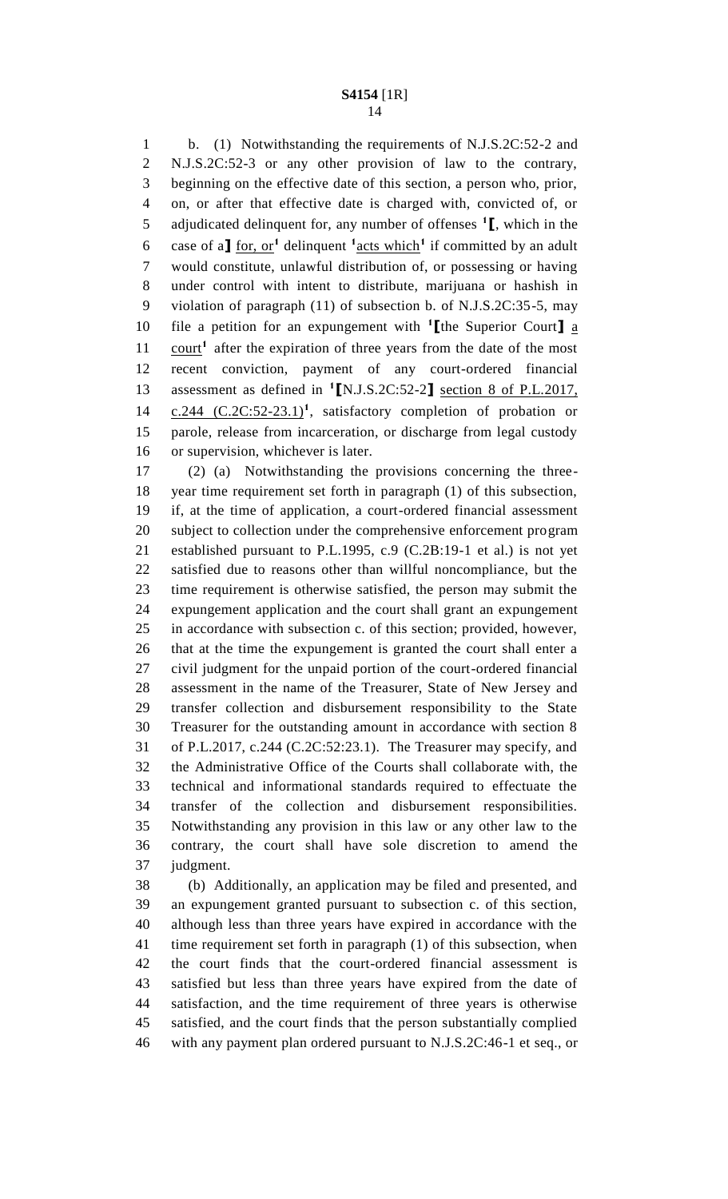b. (1) Notwithstanding the requirements of N.J.S.2C:52-2 and N.J.S.2C:52-3 or any other provision of law to the contrary, beginning on the effective date of this section, a person who, prior, on, or after that effective date is charged with, convicted of, or adjudicated delinquent for, any number of offenses [1]⟦, which in the case of a⟧ for, or[1] delinquent [1]acts which[1] if committed by an adult would constitute, unlawful distribution of, or possessing or having under control with intent to distribute, marijuana or hashish in violation of paragraph (11) of subsection b. of N.J.S.2C:35-5, may file a petition for an expungement with [1]⟦the Superior Court⟧ a court[1] after the expiration of three years from the date of the most recent conviction, payment of any court-ordered financial assessment as defined in [1]⟦N.J.S.2C:52-2⟧ section 8 of P.L.2017, c.244 (C.2C:52-23.1)[1], satisfactory completion of probation or parole, release from incarceration, or discharge from legal custody or supervision, whichever is later.

(2) (a) Notwithstanding the provisions concerning the three-year time requirement set forth in paragraph (1) of this subsection, if, at the time of application, a court-ordered financial assessment subject to collection under the comprehensive enforcement program established pursuant to P.L.1995, c.9 (C.2B:19-1 et al.) is not yet satisfied due to reasons other than willful noncompliance, but the time requirement is otherwise satisfied, the person may submit the expungement application and the court shall grant an expungement in accordance with subsection c. of this section; provided, however, that at the time the expungement is granted the court shall enter a civil judgment for the unpaid portion of the court-ordered financial assessment in the name of the Treasurer, State of New Jersey and transfer collection and disbursement responsibility to the State Treasurer for the outstanding amount in accordance with section 8 of P.L.2017, c.244 (C.2C:52:23.1). The Treasurer may specify, and the Administrative Office of the Courts shall collaborate with, the technical and informational standards required to effectuate the transfer of the collection and disbursement responsibilities. Notwithstanding any provision in this law or any other law to the contrary, the court shall have sole discretion to amend the judgment.

(b) Additionally, an application may be filed and presented, and an expungement granted pursuant to subsection c. of this section, although less than three years have expired in accordance with the time requirement set forth in paragraph (1) of this subsection, when the court finds that the court-ordered financial assessment is satisfied but less than three years have expired from the date of satisfaction, and the time requirement of three years is otherwise satisfied, and the court finds that the person substantially complied with any payment plan ordered pursuant to N.J.S.2C:46-1 et seq., or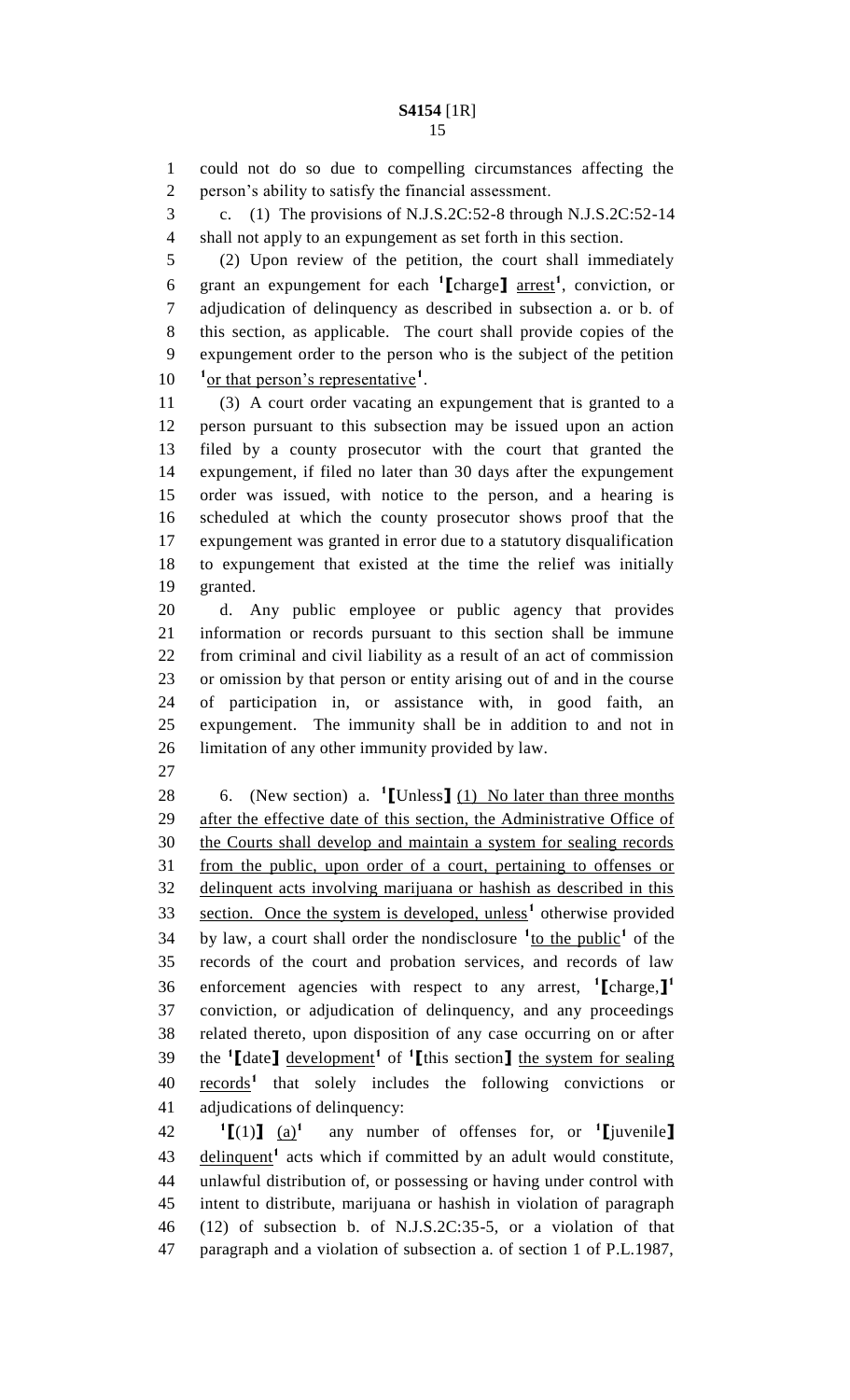could not do so due to compelling circumstances affecting the person's ability to satisfy the financial assessment.

c. (1) The provisions of N.J.S.2C:52-8 through N.J.S.2C:52-14 shall not apply to an expungement as set forth in this section.

(2) Upon review of the petition, the court shall immediately grant an expungement for each [1][charge] arrest[1], conviction, or adjudication of delinquency as described in subsection a. or b. of this section, as applicable. The court shall provide copies of the expungement order to the person who is the subject of the petition [1]or that person's representative[1].

(3) A court order vacating an expungement that is granted to a person pursuant to this subsection may be issued upon an action filed by a county prosecutor with the court that granted the expungement, if filed no later than 30 days after the expungement order was issued, with notice to the person, and a hearing is scheduled at which the county prosecutor shows proof that the expungement was granted in error due to a statutory disqualification to expungement that existed at the time the relief was initially granted.

d. Any public employee or public agency that provides information or records pursuant to this section shall be immune from criminal and civil liability as a result of an act of commission or omission by that person or entity arising out of and in the course of participation in, or assistance with, in good faith, an expungement. The immunity shall be in addition to and not in limitation of any other immunity provided by law.

6. (New section) a. [1][Unless] (1) No later than three months after the effective date of this section, the Administrative Office of the Courts shall develop and maintain a system for sealing records from the public, upon order of a court, pertaining to offenses or delinquent acts involving marijuana or hashish as described in this section. Once the system is developed, unless[1] otherwise provided by law, a court shall order the nondisclosure [1]to the public[1] of the records of the court and probation services, and records of law enforcement agencies with respect to any arrest, [1][charge,][1] conviction, or adjudication of delinquency, and any proceedings related thereto, upon disposition of any case occurring on or after the [1][date] development[1] of [1][this section] the system for sealing records[1] that solely includes the following convictions or adjudications of delinquency:

[1][(1)] (a)[1] any number of offenses for, or [1][juvenile] delinquent[1] acts which if committed by an adult would constitute, unlawful distribution of, or possessing or having under control with intent to distribute, marijuana or hashish in violation of paragraph (12) of subsection b. of N.J.S.2C:35-5, or a violation of that paragraph and a violation of subsection a. of section 1 of P.L.1987,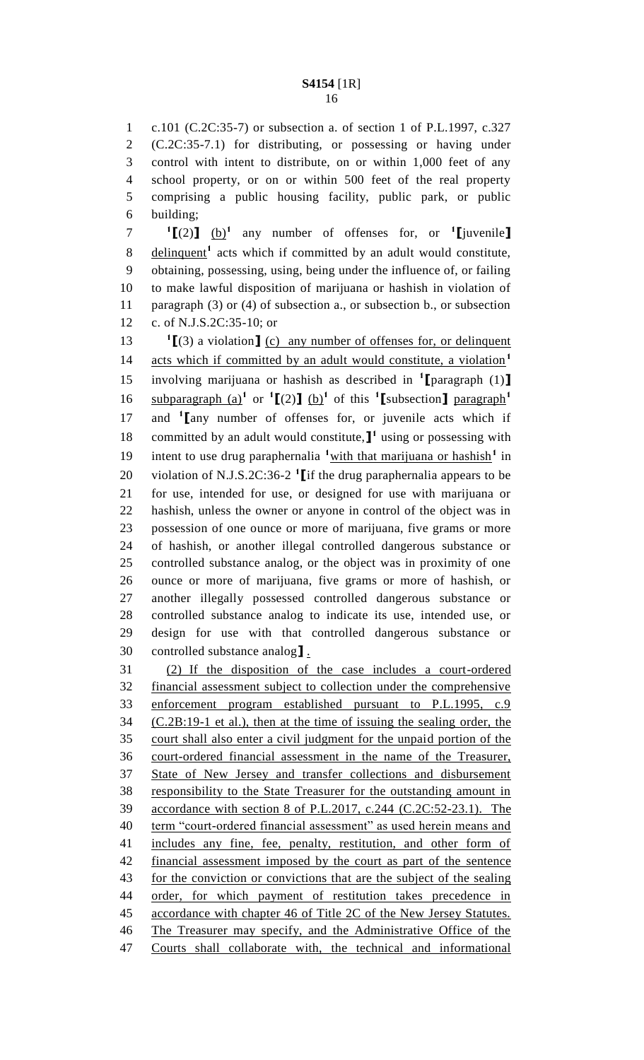c.101 (C.2C:35-7) or subsection a. of section 1 of P.L.1997, c.327 (C.2C:35-7.1) for distributing, or possessing or having under control with intent to distribute, on or within 1,000 feet of any school property, or on or within 500 feet of the real property comprising a public housing facility, public park, or public building;

[1]【(2)】 (b)[1] any number of offenses for, or [1]【juvenile】 delinquent[1] acts which if committed by an adult would constitute, obtaining, possessing, using, being under the influence of, or failing to make lawful disposition of marijuana or hashish in violation of paragraph (3) or (4) of subsection a., or subsection b., or subsection c. of N.J.S.2C:35-10; or

[1]【(3) a violation】 (c) any number of offenses for, or delinquent acts which if committed by an adult would constitute, a violation[1] involving marijuana or hashish as described in [1]【paragraph (1)】 subparagraph (a)[1] or [1]【(2)】 (b)[1] of this [1]【subsection】 paragraph[1] and [1]【any number of offenses for, or juvenile acts which if committed by an adult would constitute,】[1] using or possessing with intent to use drug paraphernalia [1]with that marijuana or hashish[1] in violation of N.J.S.2C:36-2 [1]【if the drug paraphernalia appears to be for use, intended for use, or designed for use with marijuana or hashish, unless the owner or anyone in control of the object was in possession of one ounce or more of marijuana, five grams or more of hashish, or another illegal controlled dangerous substance or controlled substance analog, or the object was in proximity of one ounce or more of marijuana, five grams or more of hashish, or another illegally possessed controlled dangerous substance or controlled substance analog to indicate its use, intended use, or design for use with that controlled dangerous substance or controlled substance analog】.

(2) If the disposition of the case includes a court-ordered financial assessment subject to collection under the comprehensive enforcement program established pursuant to P.L.1995, c.9 (C.2B:19-1 et al.), then at the time of issuing the sealing order, the court shall also enter a civil judgment for the unpaid portion of the court-ordered financial assessment in the name of the Treasurer, State of New Jersey and transfer collections and disbursement responsibility to the State Treasurer for the outstanding amount in accordance with section 8 of P.L.2017, c.244 (C.2C:52-23.1). The term "court-ordered financial assessment" as used herein means and includes any fine, fee, penalty, restitution, and other form of financial assessment imposed by the court as part of the sentence for the conviction or convictions that are the subject of the sealing order, for which payment of restitution takes precedence in accordance with chapter 46 of Title 2C of the New Jersey Statutes. The Treasurer may specify, and the Administrative Office of the Courts shall collaborate with, the technical and informational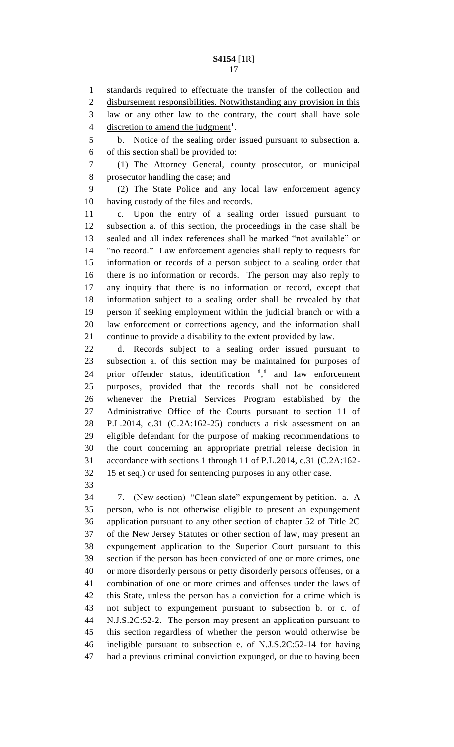standards required to effectuate the transfer of the collection and disbursement responsibilities. Notwithstanding any provision in this law or any other law to the contrary, the court shall have sole discretion to amend the judgment[1].

b. Notice of the sealing order issued pursuant to subsection a. of this section shall be provided to:

(1) The Attorney General, county prosecutor, or municipal prosecutor handling the case; and

(2) The State Police and any local law enforcement agency having custody of the files and records.

c. Upon the entry of a sealing order issued pursuant to subsection a. of this section, the proceedings in the case shall be sealed and all index references shall be marked "not available" or "no record." Law enforcement agencies shall reply to requests for information or records of a person subject to a sealing order that there is no information or records. The person may also reply to any inquiry that there is no information or record, except that information subject to a sealing order shall be revealed by that person if seeking employment within the judicial branch or with a law enforcement or corrections agency, and the information shall continue to provide a disability to the extent provided by law.

d. Records subject to a sealing order issued pursuant to subsection a. of this section may be maintained for purposes of prior offender status, identification [1],[1] and law enforcement purposes, provided that the records shall not be considered whenever the Pretrial Services Program established by the Administrative Office of the Courts pursuant to section 11 of P.L.2014, c.31 (C.2A:162-25) conducts a risk assessment on an eligible defendant for the purpose of making recommendations to the court concerning an appropriate pretrial release decision in accordance with sections 1 through 11 of P.L.2014, c.31 (C.2A:162-15 et seq.) or used for sentencing purposes in any other case.

7. (New section) "Clean slate" expungement by petition. a. A person, who is not otherwise eligible to present an expungement application pursuant to any other section of chapter 52 of Title 2C of the New Jersey Statutes or other section of law, may present an expungement application to the Superior Court pursuant to this section if the person has been convicted of one or more crimes, one or more disorderly persons or petty disorderly persons offenses, or a combination of one or more crimes and offenses under the laws of this State, unless the person has a conviction for a crime which is not subject to expungement pursuant to subsection b. or c. of N.J.S.2C:52-2. The person may present an application pursuant to this section regardless of whether the person would otherwise be ineligible pursuant to subsection e. of N.J.S.2C:52-14 for having had a previous criminal conviction expunged, or due to having been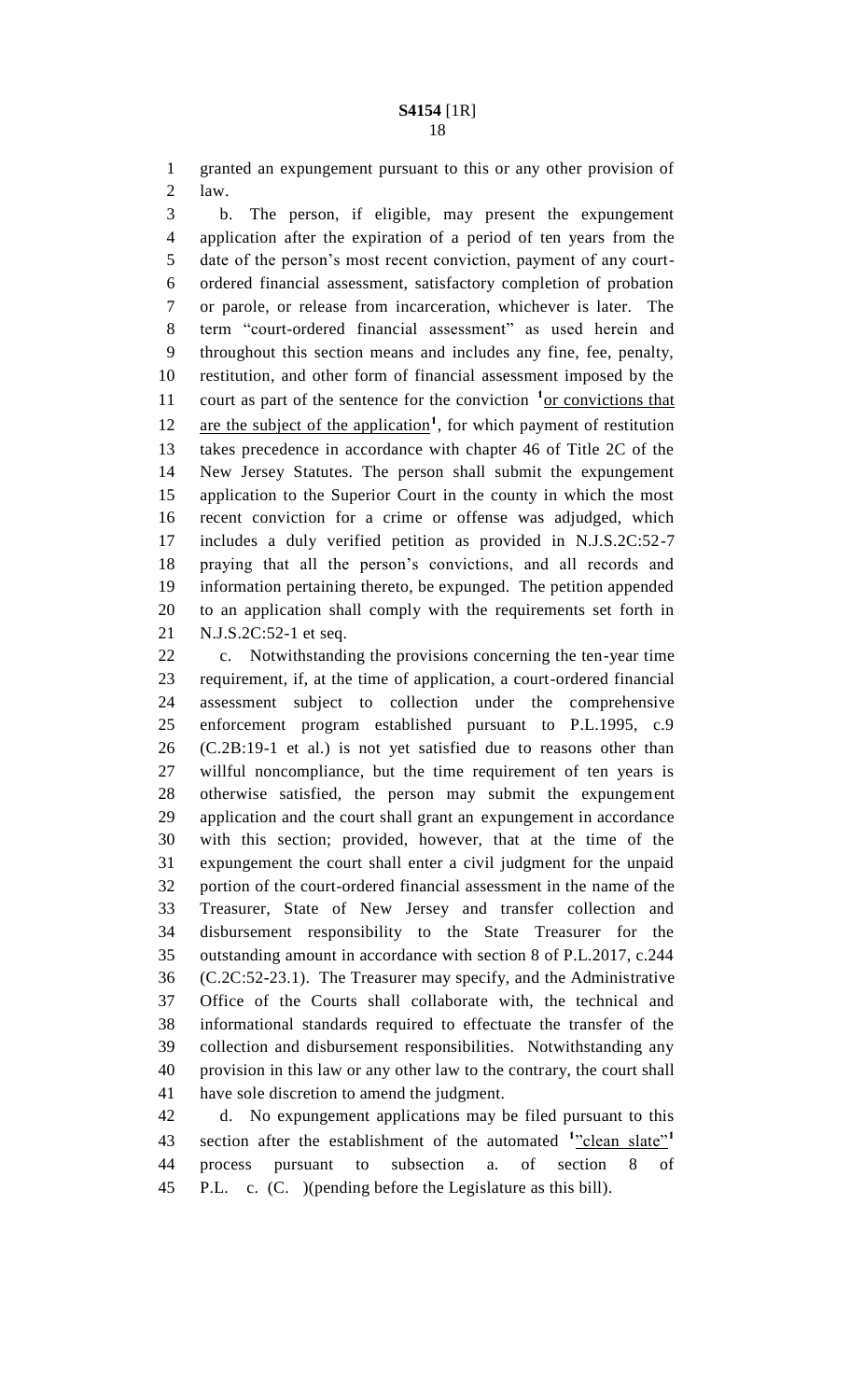granted an expungement pursuant to this or any other provision of law.

b. The person, if eligible, may present the expungement application after the expiration of a period of ten years from the date of the person's most recent conviction, payment of any court-ordered financial assessment, satisfactory completion of probation or parole, or release from incarceration, whichever is later. The term "court-ordered financial assessment" as used herein and throughout this section means and includes any fine, fee, penalty, restitution, and other form of financial assessment imposed by the court as part of the sentence for the conviction [1]or convictions that are the subject of the application[1], for which payment of restitution takes precedence in accordance with chapter 46 of Title 2C of the New Jersey Statutes. The person shall submit the expungement application to the Superior Court in the county in which the most recent conviction for a crime or offense was adjudged, which includes a duly verified petition as provided in N.J.S.2C:52-7 praying that all the person's convictions, and all records and information pertaining thereto, be expunged. The petition appended to an application shall comply with the requirements set forth in N.J.S.2C:52-1 et seq.

c. Notwithstanding the provisions concerning the ten-year time requirement, if, at the time of application, a court-ordered financial assessment subject to collection under the comprehensive enforcement program established pursuant to P.L.1995, c.9 (C.2B:19-1 et al.) is not yet satisfied due to reasons other than willful noncompliance, but the time requirement of ten years is otherwise satisfied, the person may submit the expungement application and the court shall grant an expungement in accordance with this section; provided, however, that at the time of the expungement the court shall enter a civil judgment for the unpaid portion of the court-ordered financial assessment in the name of the Treasurer, State of New Jersey and transfer collection and disbursement responsibility to the State Treasurer for the outstanding amount in accordance with section 8 of P.L.2017, c.244 (C.2C:52-23.1). The Treasurer may specify, and the Administrative Office of the Courts shall collaborate with, the technical and informational standards required to effectuate the transfer of the collection and disbursement responsibilities. Notwithstanding any provision in this law or any other law to the contrary, the court shall have sole discretion to amend the judgment.

d. No expungement applications may be filed pursuant to this section after the establishment of the automated [1]"clean slate"[1] process pursuant to subsection a. of section 8 of P.L. c. (C. )(pending before the Legislature as this bill).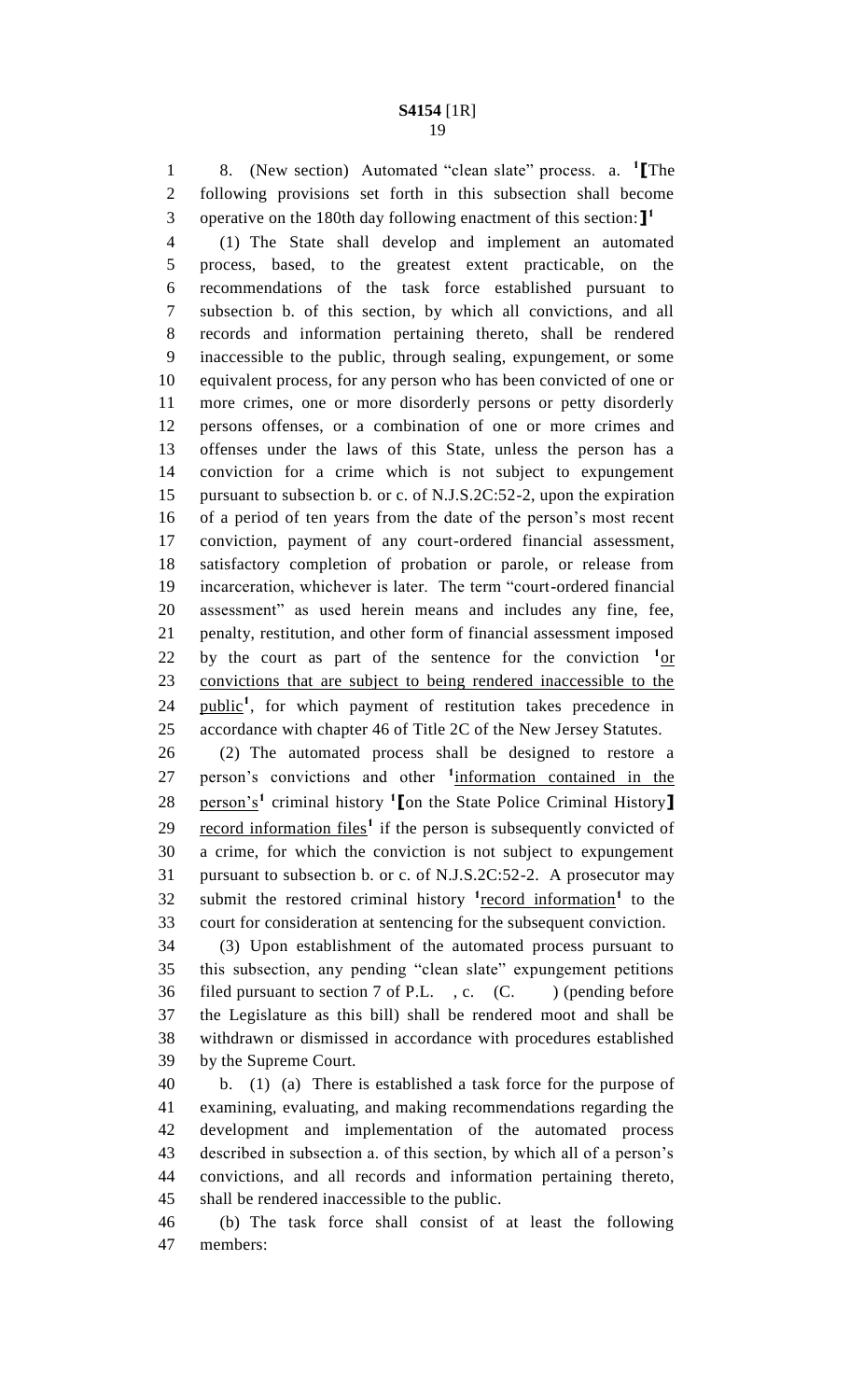8. (New section) Automated "clean slate" process. a. [1]⟦The following provisions set forth in this subsection shall become operative on the 180th day following enactment of this section:⟧[1]

(1) The State shall develop and implement an automated process, based, to the greatest extent practicable, on the recommendations of the task force established pursuant to subsection b. of this section, by which all convictions, and all records and information pertaining thereto, shall be rendered inaccessible to the public, through sealing, expungement, or some equivalent process, for any person who has been convicted of one or more crimes, one or more disorderly persons or petty disorderly persons offenses, or a combination of one or more crimes and offenses under the laws of this State, unless the person has a conviction for a crime which is not subject to expungement pursuant to subsection b. or c. of N.J.S.2C:52-2, upon the expiration of a period of ten years from the date of the person's most recent conviction, payment of any court-ordered financial assessment, satisfactory completion of probation or parole, or release from incarceration, whichever is later. The term "court-ordered financial assessment" as used herein means and includes any fine, fee, penalty, restitution, and other form of financial assessment imposed by the court as part of the sentence for the conviction [1]<u>or convictions that are subject to being rendered inaccessible to the public</u>[1], for which payment of restitution takes precedence in accordance with chapter 46 of Title 2C of the New Jersey Statutes.

(2) The automated process shall be designed to restore a person's convictions and other [1]<u>information contained in the person's</u>[1] criminal history [1]⟦on the State Police Criminal History⟧ <u>record information files</u>[1] if the person is subsequently convicted of a crime, for which the conviction is not subject to expungement pursuant to subsection b. or c. of N.J.S.2C:52-2. A prosecutor may submit the restored criminal history [1]<u>record information</u>[1] to the court for consideration at sentencing for the subsequent conviction.

(3) Upon establishment of the automated process pursuant to this subsection, any pending "clean slate" expungement petitions filed pursuant to section 7 of P.L. , c. (C. ) (pending before the Legislature as this bill) shall be rendered moot and shall be withdrawn or dismissed in accordance with procedures established by the Supreme Court.

b. (1) (a) There is established a task force for the purpose of examining, evaluating, and making recommendations regarding the development and implementation of the automated process described in subsection a. of this section, by which all of a person's convictions, and all records and information pertaining thereto, shall be rendered inaccessible to the public.

(b) The task force shall consist of at least the following members: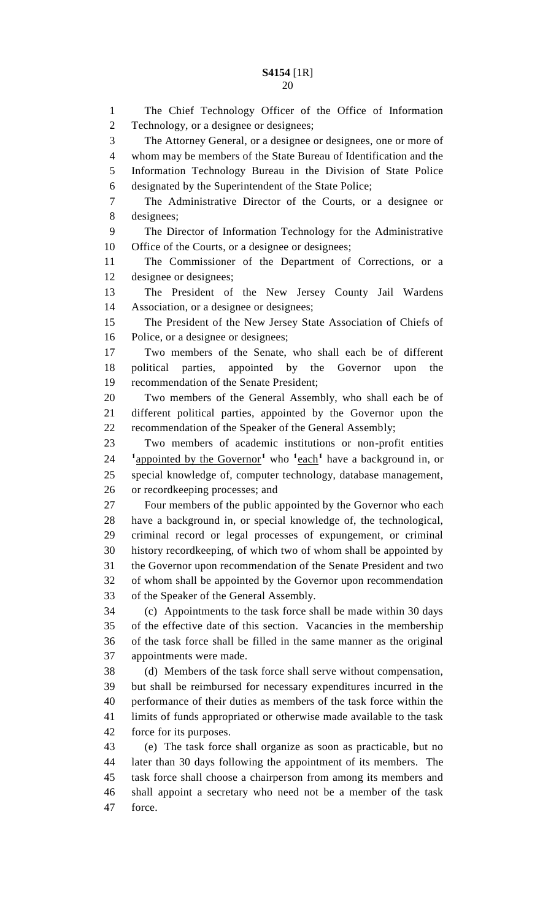The Chief Technology Officer of the Office of Information Technology, or a designee or designees;

The Attorney General, or a designee or designees, one or more of whom may be members of the State Bureau of Identification and the Information Technology Bureau in the Division of State Police designated by the Superintendent of the State Police;

The Administrative Director of the Courts, or a designee or designees;

The Director of Information Technology for the Administrative Office of the Courts, or a designee or designees;

The Commissioner of the Department of Corrections, or a designee or designees;

The President of the New Jersey County Jail Wardens Association, or a designee or designees;

The President of the New Jersey State Association of Chiefs of Police, or a designee or designees;

Two members of the Senate, who shall each be of different political parties, appointed by the Governor upon the recommendation of the Senate President;

Two members of the General Assembly, who shall each be of different political parties, appointed by the Governor upon the recommendation of the Speaker of the General Assembly;

Two members of academic institutions or non-profit entities [1]appointed by the Governor[1] who [1]each[1] have a background in, or special knowledge of, computer technology, database management, or recordkeeping processes; and

Four members of the public appointed by the Governor who each have a background in, or special knowledge of, the technological, criminal record or legal processes of expungement, or criminal history recordkeeping, of which two of whom shall be appointed by the Governor upon recommendation of the Senate President and two of whom shall be appointed by the Governor upon recommendation of the Speaker of the General Assembly.

(c) Appointments to the task force shall be made within 30 days of the effective date of this section. Vacancies in the membership of the task force shall be filled in the same manner as the original appointments were made.

(d) Members of the task force shall serve without compensation, but shall be reimbursed for necessary expenditures incurred in the performance of their duties as members of the task force within the limits of funds appropriated or otherwise made available to the task force for its purposes.

(e) The task force shall organize as soon as practicable, but no later than 30 days following the appointment of its members. The task force shall choose a chairperson from among its members and shall appoint a secretary who need not be a member of the task force.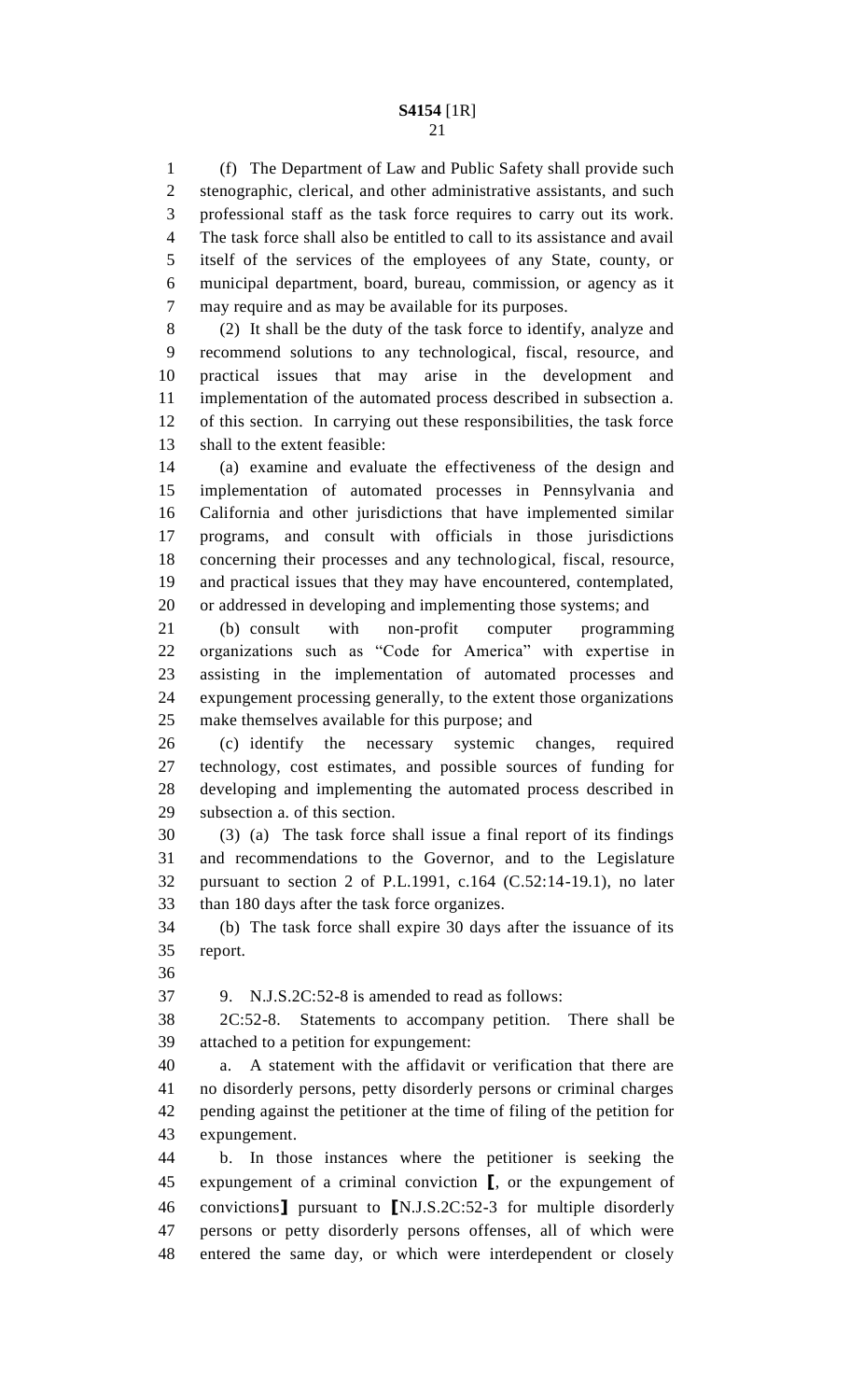(f) The Department of Law and Public Safety shall provide such stenographic, clerical, and other administrative assistants, and such professional staff as the task force requires to carry out its work. The task force shall also be entitled to call to its assistance and avail itself of the services of the employees of any State, county, or municipal department, board, bureau, commission, or agency as it may require and as may be available for its purposes.

(2) It shall be the duty of the task force to identify, analyze and recommend solutions to any technological, fiscal, resource, and practical issues that may arise in the development and implementation of the automated process described in subsection a. of this section. In carrying out these responsibilities, the task force shall to the extent feasible:

(a) examine and evaluate the effectiveness of the design and implementation of automated processes in Pennsylvania and California and other jurisdictions that have implemented similar programs, and consult with officials in those jurisdictions concerning their processes and any technological, fiscal, resource, and practical issues that they may have encountered, contemplated, or addressed in developing and implementing those systems; and

(b) consult with non-profit computer programming organizations such as "Code for America" with expertise in assisting in the implementation of automated processes and expungement processing generally, to the extent those organizations make themselves available for this purpose; and

(c) identify the necessary systemic changes, required technology, cost estimates, and possible sources of funding for developing and implementing the automated process described in subsection a. of this section.

(3) (a) The task force shall issue a final report of its findings and recommendations to the Governor, and to the Legislature pursuant to section 2 of P.L.1991, c.164 (C.52:14-19.1), no later than 180 days after the task force organizes.

(b) The task force shall expire 30 days after the issuance of its report.

9. N.J.S.2C:52-8 is amended to read as follows:

2C:52-8. Statements to accompany petition. There shall be attached to a petition for expungement:

a. A statement with the affidavit or verification that there are no disorderly persons, petty disorderly persons or criminal charges pending against the petitioner at the time of filing of the petition for expungement.

b. In those instances where the petitioner is seeking the expungement of a criminal conviction ⟦, or the expungement of convictions⟧ pursuant to ⟦N.J.S.2C:52-3 for multiple disorderly persons or petty disorderly persons offenses, all of which were entered the same day, or which were interdependent or closely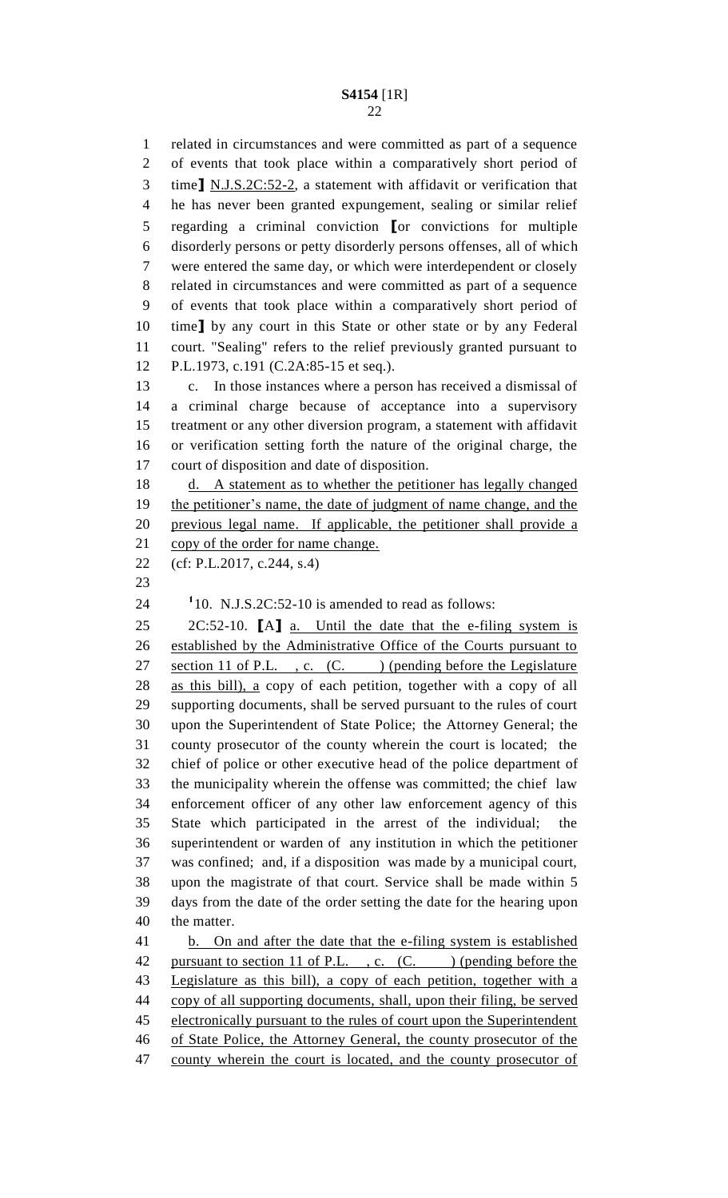related in circumstances and were committed as part of a sequence of events that took place within a comparatively short period of time】 N.J.S.2C:52-2, a statement with affidavit or verification that he has never been granted expungement, sealing or similar relief regarding a criminal conviction 【or convictions for multiple disorderly persons or petty disorderly persons offenses, all of which were entered the same day, or which were interdependent or closely related in circumstances and were committed as part of a sequence of events that took place within a comparatively short period of time】 by any court in this State or other state or by any Federal court. "Sealing" refers to the relief previously granted pursuant to P.L.1973, c.191 (C.2A:85-15 et seq.).

c. In those instances where a person has received a dismissal of a criminal charge because of acceptance into a supervisory treatment or any other diversion program, a statement with affidavit or verification setting forth the nature of the original charge, the court of disposition and date of disposition.

d. A statement as to whether the petitioner has legally changed the petitioner's name, the date of judgment of name change, and the previous legal name. If applicable, the petitioner shall provide a copy of the order for name change.

(cf: P.L.2017, c.244, s.4)

[1]10. N.J.S.2C:52-10 is amended to read as follows:

2C:52-10. 【A】 a. Until the date that the e-filing system is established by the Administrative Office of the Courts pursuant to section 11 of P.L. , c. (C. ) (pending before the Legislature as this bill), a copy of each petition, together with a copy of all supporting documents, shall be served pursuant to the rules of court upon the Superintendent of State Police; the Attorney General; the county prosecutor of the county wherein the court is located; the chief of police or other executive head of the police department of the municipality wherein the offense was committed; the chief law enforcement officer of any other law enforcement agency of this State which participated in the arrest of the individual; the superintendent or warden of any institution in which the petitioner was confined; and, if a disposition was made by a municipal court, upon the magistrate of that court. Service shall be made within 5 days from the date of the order setting the date for the hearing upon the matter.

b. On and after the date that the e-filing system is established pursuant to section 11 of P.L. , c. (C. ) (pending before the Legislature as this bill), a copy of each petition, together with a copy of all supporting documents, shall, upon their filing, be served electronically pursuant to the rules of court upon the Superintendent of State Police, the Attorney General, the county prosecutor of the county wherein the court is located, and the county prosecutor of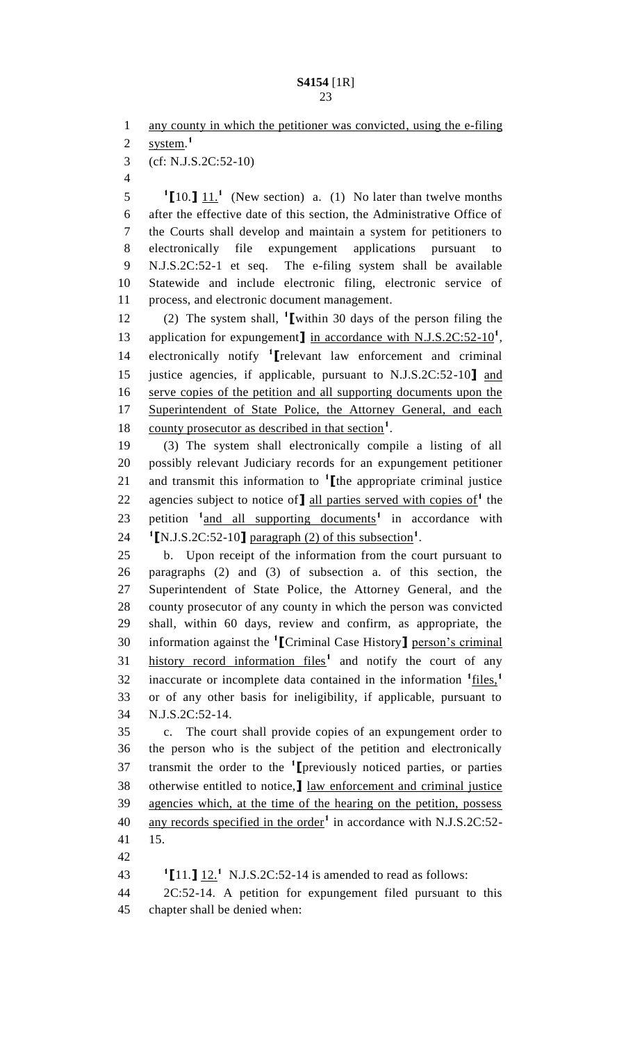any county in which the petitioner was convicted, using the e-filing system.[1]

(cf: N.J.S.2C:52-10)

[1]⟦10.⟧ 11.[1] (New section) a. (1) No later than twelve months after the effective date of this section, the Administrative Office of the Courts shall develop and maintain a system for petitioners to electronically file expungement applications pursuant to N.J.S.2C:52-1 et seq. The e-filing system shall be available Statewide and include electronic filing, electronic service of process, and electronic document management.

(2) The system shall, [1]⟦within 30 days of the person filing the application for expungement⟧ in accordance with N.J.S.2C:52-10[1], electronically notify [1]⟦relevant law enforcement and criminal justice agencies, if applicable, pursuant to N.J.S.2C:52-10⟧ and serve copies of the petition and all supporting documents upon the Superintendent of State Police, the Attorney General, and each county prosecutor as described in that section[1].

(3) The system shall electronically compile a listing of all possibly relevant Judiciary records for an expungement petitioner and transmit this information to [1]⟦the appropriate criminal justice agencies subject to notice of⟧ all parties served with copies of[1] the petition [1]and all supporting documents[1] in accordance with [1]⟦N.J.S.2C:52-10⟧ paragraph (2) of this subsection[1].

b. Upon receipt of the information from the court pursuant to paragraphs (2) and (3) of subsection a. of this section, the Superintendent of State Police, the Attorney General, and the county prosecutor of any county in which the person was convicted shall, within 60 days, review and confirm, as appropriate, the information against the [1]⟦Criminal Case History⟧ person's criminal history record information files[1] and notify the court of any inaccurate or incomplete data contained in the information [1]files,[1] or of any other basis for ineligibility, if applicable, pursuant to N.J.S.2C:52-14.

c. The court shall provide copies of an expungement order to the person who is the subject of the petition and electronically transmit the order to the [1]⟦previously noticed parties, or parties otherwise entitled to notice,⟧ law enforcement and criminal justice agencies which, at the time of the hearing on the petition, possess any records specified in the order[1] in accordance with N.J.S.2C:52-15.

[1]⟦11.⟧ 12.[1] N.J.S.2C:52-14 is amended to read as follows:

2C:52-14. A petition for expungement filed pursuant to this chapter shall be denied when: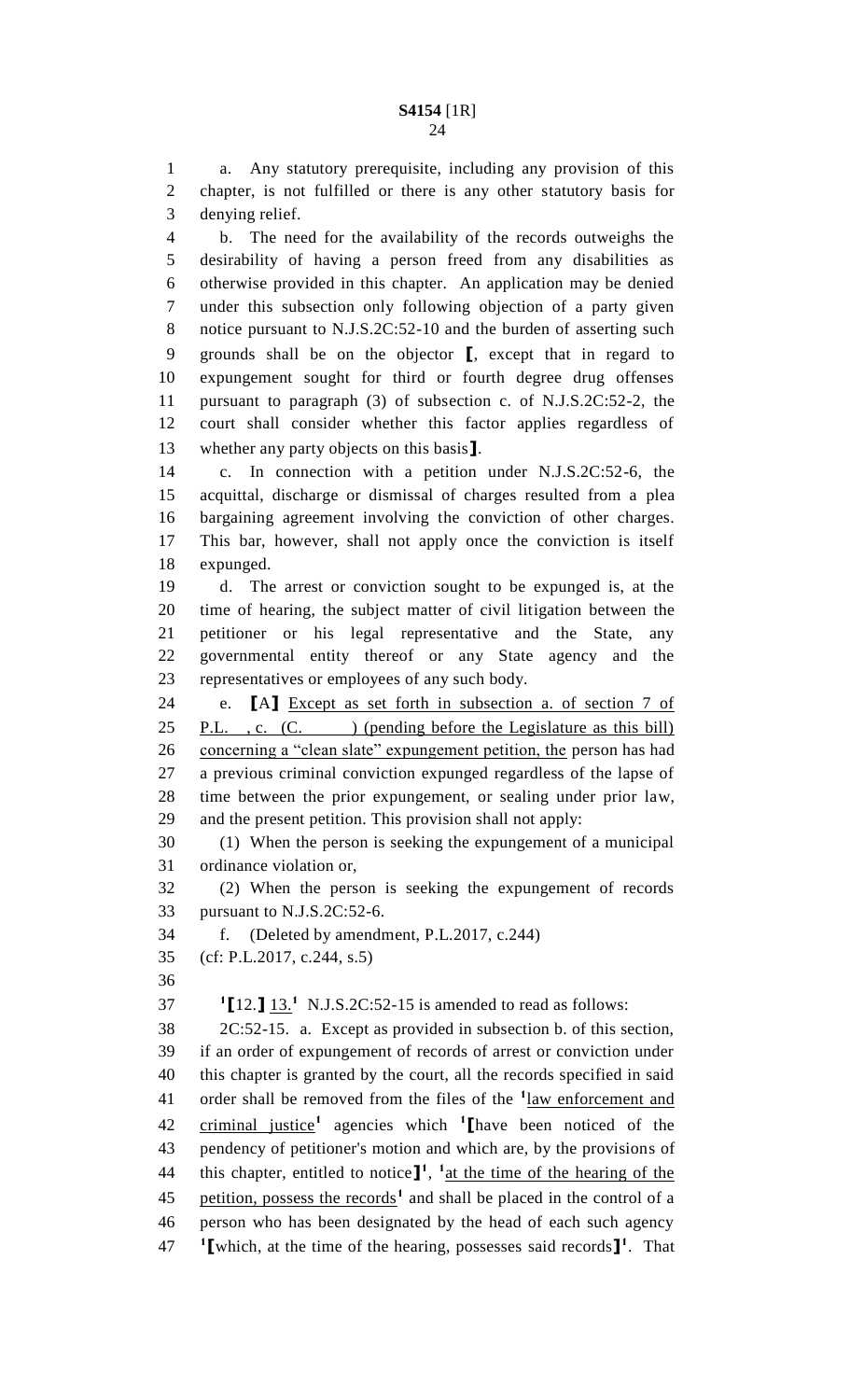a. Any statutory prerequisite, including any provision of this chapter, is not fulfilled or there is any other statutory basis for denying relief.

b. The need for the availability of the records outweighs the desirability of having a person freed from any disabilities as otherwise provided in this chapter. An application may be denied under this subsection only following objection of a party given notice pursuant to N.J.S.2C:52-10 and the burden of asserting such grounds shall be on the objector [, except that in regard to expungement sought for third or fourth degree drug offenses pursuant to paragraph (3) of subsection c. of N.J.S.2C:52-2, the court shall consider whether this factor applies regardless of whether any party objects on this basis].

c. In connection with a petition under N.J.S.2C:52-6, the acquittal, discharge or dismissal of charges resulted from a plea bargaining agreement involving the conviction of other charges. This bar, however, shall not apply once the conviction is itself expunged.

d. The arrest or conviction sought to be expunged is, at the time of hearing, the subject matter of civil litigation between the petitioner or his legal representative and the State, any governmental entity thereof or any State agency and the representatives or employees of any such body.

e. [A] Except as set forth in subsection a. of section 7 of P.L. , c. (C. ) (pending before the Legislature as this bill) concerning a "clean slate" expungement petition, the person has had a previous criminal conviction expunged regardless of the lapse of time between the prior expungement, or sealing under prior law, and the present petition. This provision shall not apply:

(1) When the person is seeking the expungement of a municipal ordinance violation or,

(2) When the person is seeking the expungement of records pursuant to N.J.S.2C:52-6.

f. (Deleted by amendment, P.L.2017, c.244)

(cf: P.L.2017, c.244, s.5)

[1][12.] 13.[1] N.J.S.2C:52-15 is amended to read as follows:

2C:52-15. a. Except as provided in subsection b. of this section, if an order of expungement of records of arrest or conviction under this chapter is granted by the court, all the records specified in said order shall be removed from the files of the [1]law enforcement and criminal justice[1] agencies which [1][have been noticed of the pendency of petitioner's motion and which are, by the provisions of this chapter, entitled to notice][1], [1]at the time of the hearing of the petition, possess the records[1] and shall be placed in the control of a person who has been designated by the head of each such agency [1][which, at the time of the hearing, possesses said records][1]. That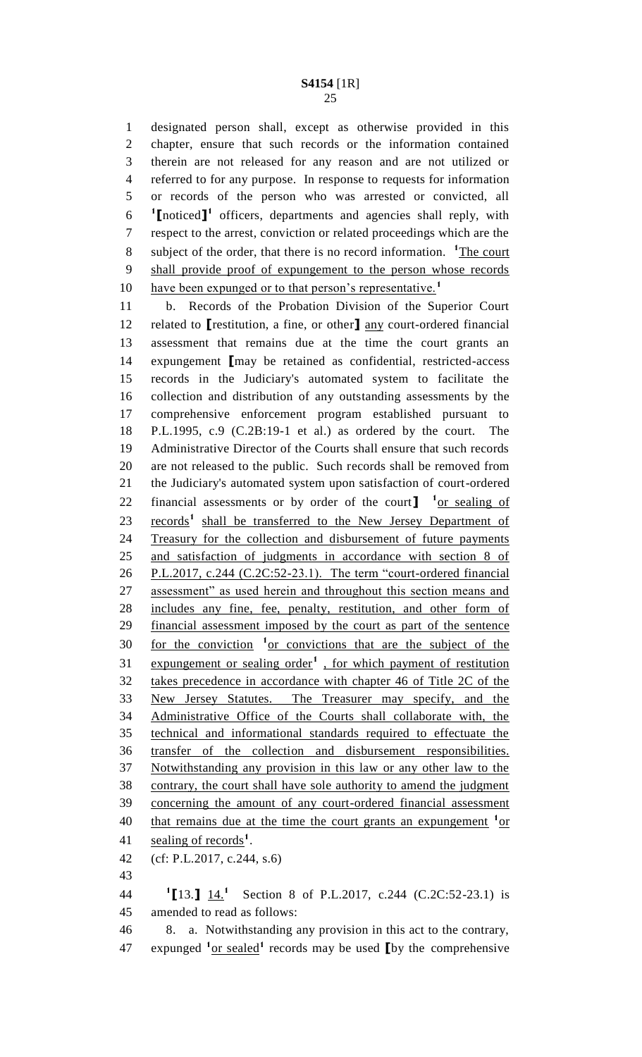designated person shall, except as otherwise provided in this chapter, ensure that such records or the information contained therein are not released for any reason and are not utilized or referred to for any purpose. In response to requests for information or records of the person who was arrested or convicted, all [1][noticed][1] officers, departments and agencies shall reply, with respect to the arrest, conviction or related proceedings which are the subject of the order, that there is no record information. [1]The court shall provide proof of expungement to the person whose records have been expunged or to that person's representative.[1]

b. Records of the Probation Division of the Superior Court related to [restitution, a fine, or other] any court-ordered financial assessment that remains due at the time the court grants an expungement [may be retained as confidential, restricted-access records in the Judiciary's automated system to facilitate the collection and distribution of any outstanding assessments by the comprehensive enforcement program established pursuant to P.L.1995, c.9 (C.2B:19-1 et al.) as ordered by the court. The Administrative Director of the Courts shall ensure that such records are not released to the public. Such records shall be removed from the Judiciary's automated system upon satisfaction of court-ordered financial assessments or by order of the court] [1]or sealing of records[1] shall be transferred to the New Jersey Department of Treasury for the collection and disbursement of future payments and satisfaction of judgments in accordance with section 8 of P.L.2017, c.244 (C.2C:52-23.1). The term "court-ordered financial assessment" as used herein and throughout this section means and includes any fine, fee, penalty, restitution, and other form of financial assessment imposed by the court as part of the sentence for the conviction [1]or convictions that are the subject of the expungement or sealing order[1] , for which payment of restitution takes precedence in accordance with chapter 46 of Title 2C of the New Jersey Statutes. The Treasurer may specify, and the Administrative Office of the Courts shall collaborate with, the technical and informational standards required to effectuate the transfer of the collection and disbursement responsibilities. Notwithstanding any provision in this law or any other law to the contrary, the court shall have sole authority to amend the judgment concerning the amount of any court-ordered financial assessment that remains due at the time the court grants an expungement [1]or sealing of records[1].

(cf: P.L.2017, c.244, s.6)

[1][13.] 14.[1] Section 8 of P.L.2017, c.244 (C.2C:52-23.1) is amended to read as follows:

8. a. Notwithstanding any provision in this act to the contrary, expunged [1]or sealed[1] records may be used [by the comprehensive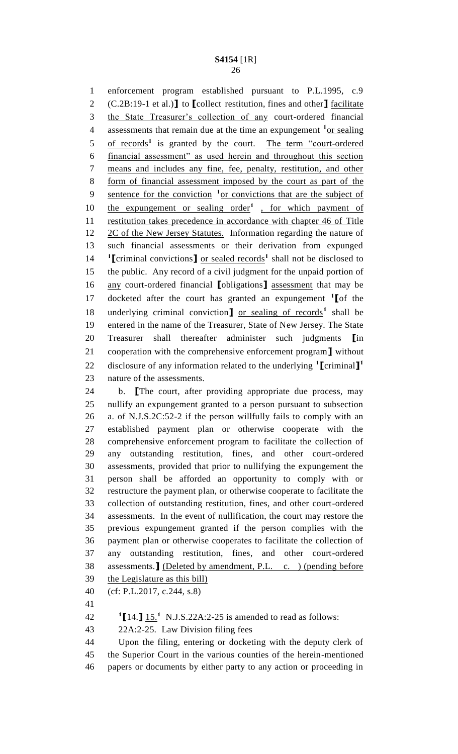enforcement program established pursuant to P.L.1995, c.9 (C.2B:19-1 et al.)】 to 【collect restitution, fines and other】 facilitate the State Treasurer's collection of any court-ordered financial assessments that remain due at the time an expungement [1]or sealing of records[1] is granted by the court. The term "court-ordered financial assessment" as used herein and throughout this section means and includes any fine, fee, penalty, restitution, and other form of financial assessment imposed by the court as part of the sentence for the conviction [1]or convictions that are the subject of the expungement or sealing order[1] , for which payment of restitution takes precedence in accordance with chapter 46 of Title 2C of the New Jersey Statutes. Information regarding the nature of such financial assessments or their derivation from expunged [1]【criminal convictions】 or sealed records[1] shall not be disclosed to the public. Any record of a civil judgment for the unpaid portion of any court-ordered financial 【obligations】 assessment that may be docketed after the court has granted an expungement [1]【of the underlying criminal conviction】 or sealing of records[1] shall be entered in the name of the Treasurer, State of New Jersey. The State Treasurer shall thereafter administer such judgments 【in cooperation with the comprehensive enforcement program】 without disclosure of any information related to the underlying [1]【criminal】[1] nature of the assessments.

b. 【The court, after providing appropriate due process, may nullify an expungement granted to a person pursuant to subsection a. of N.J.S.2C:52-2 if the person willfully fails to comply with an established payment plan or otherwise cooperate with the comprehensive enforcement program to facilitate the collection of any outstanding restitution, fines, and other court-ordered assessments, provided that prior to nullifying the expungement the person shall be afforded an opportunity to comply with or restructure the payment plan, or otherwise cooperate to facilitate the collection of outstanding restitution, fines, and other court-ordered assessments. In the event of nullification, the court may restore the previous expungement granted if the person complies with the payment plan or otherwise cooperates to facilitate the collection of any outstanding restitution, fines, and other court-ordered assessments.】 (Deleted by amendment, P.L. c. ) (pending before the Legislature as this bill)

(cf: P.L.2017, c.244, s.8)

[1]【14.】 15.[1] N.J.S.22A:2-25 is amended to read as follows:

22A:2-25. Law Division filing fees

Upon the filing, entering or docketing with the deputy clerk of the Superior Court in the various counties of the herein-mentioned papers or documents by either party to any action or proceeding in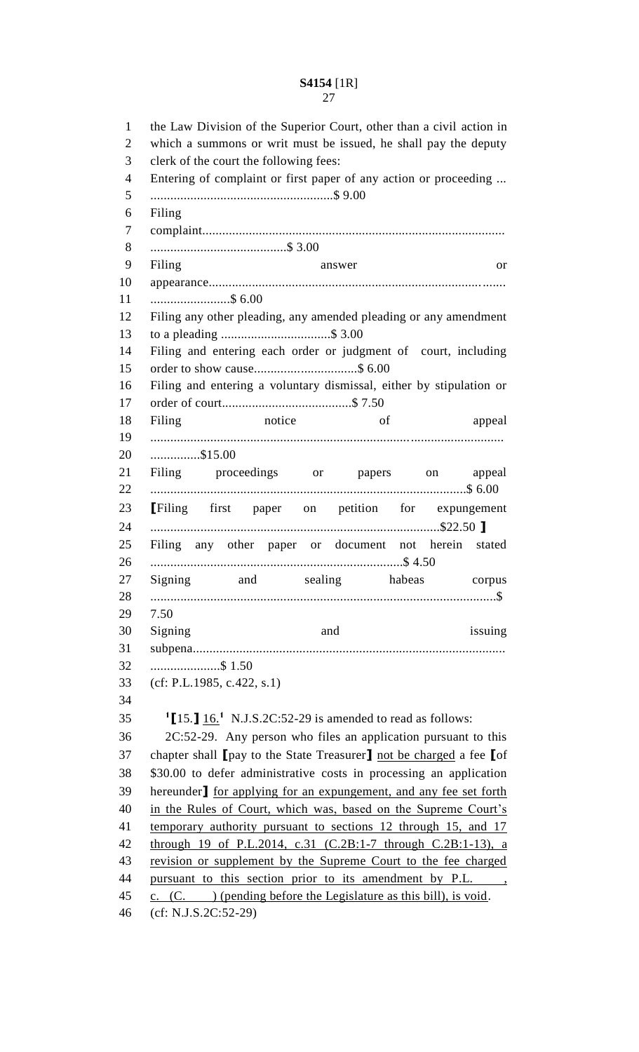the Law Division of the Superior Court, other than a civil action in which a summons or writ must be issued, he shall pay the deputy clerk of the court the following fees:

Entering of complaint or first paper of any action or proceeding ... ......................................................$ 9.00

Filing complaint.......................................................................................... .........................................$ 3.00

Filing answer or appearance.......................................................................................... ........................$ 6.00

Filing any other pleading, any amended pleading or any amendment to a pleading .................................$ 3.00

Filing and entering each order or judgment of court, including order to show cause...............................$ 6.00

Filing and entering a voluntary dismissal, either by stipulation or order of court.......................................$ 7.50

Filing notice of appeal .......................................................................................................... ...............$15.00

Filing proceedings or papers on appeal .............................................................................................$ 6.00

[Filing first paper on petition for expungement .....................................................................$22.50 ]

Filing any other paper or document not herein stated ...........................................................................$ 4.50

Signing and sealing habeas corpus .......................................................................................................$ 7.50

Signing and issuing subpena............................................................................................ .....................$ 1.50

(cf: P.L.1985, c.422, s.1)

[1][15.] 16.[1] N.J.S.2C:52-29 is amended to read as follows:

2C:52-29. Any person who files an application pursuant to this chapter shall [pay to the State Treasurer] not be charged a fee [of $30.00 to defer administrative costs in processing an application hereunder] for applying for an expungement, and any fee set forth in the Rules of Court, which was, based on the Supreme Court's temporary authority pursuant to sections 12 through 15, and 17 through 19 of P.L.2014, c.31 (C.2B:1-7 through C.2B:1-13), a revision or supplement by the Supreme Court to the fee charged pursuant to this section prior to its amendment by P.L. , c. (C. ) (pending before the Legislature as this bill), is void.

(cf: N.J.S.2C:52-29)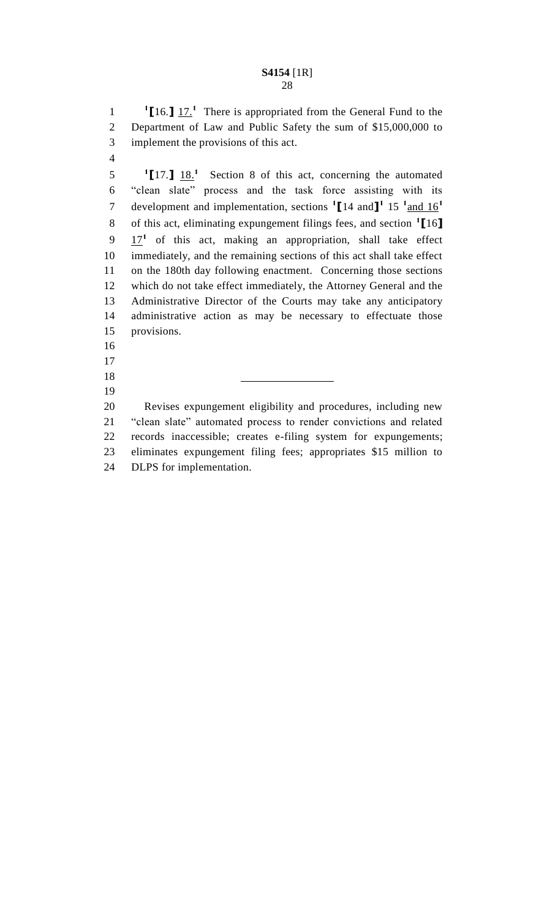[1]**[**16.**]** 17.[1] There is appropriated from the General Fund to the Department of Law and Public Safety the sum of $15,000,000 to implement the provisions of this act.

[1]**[**17.**]** 18.[1] Section 8 of this act, concerning the automated "clean slate" process and the task force assisting with its development and implementation, sections [1]**[**14 and**]**[1] 15 [1]and 16[1] of this act, eliminating expungement filings fees, and section [1]**[**16**]** 17[1] of this act, making an appropriation, shall take effect immediately, and the remaining sections of this act shall take effect on the 180th day following enactment. Concerning those sections which do not take effect immediately, the Attorney General and the Administrative Director of the Courts may take any anticipatory administrative action as may be necessary to effectuate those provisions.

---

Revises expungement eligibility and procedures, including new "clean slate" automated process to render convictions and related records inaccessible; creates e-filing system for expungements; eliminates expungement filing fees; appropriates $15 million to DLPS for implementation.